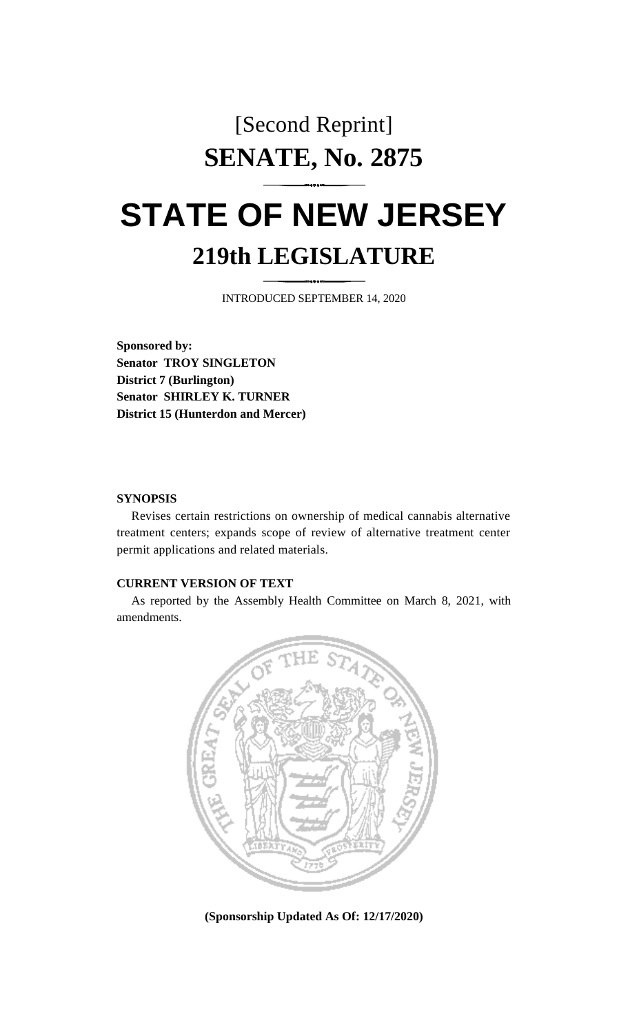[Second Reprint]

# SENATE, No. 2875

# STATE OF NEW JERSEY

## 219th LEGISLATURE

INTRODUCED SEPTEMBER 14, 2020

**Sponsored by:**
**Senator TROY SINGLETON**
**District 7 (Burlington)**
**Senator SHIRLEY K. TURNER**
**District 15 (Hunterdon and Mercer)**

**SYNOPSIS**

Revises certain restrictions on ownership of medical cannabis alternative treatment centers; expands scope of review of alternative treatment center permit applications and related materials.

**CURRENT VERSION OF TEXT**

As reported by the Assembly Health Committee on March 8, 2021, with amendments.

**(Sponsorship Updated As Of: 12/17/2020)**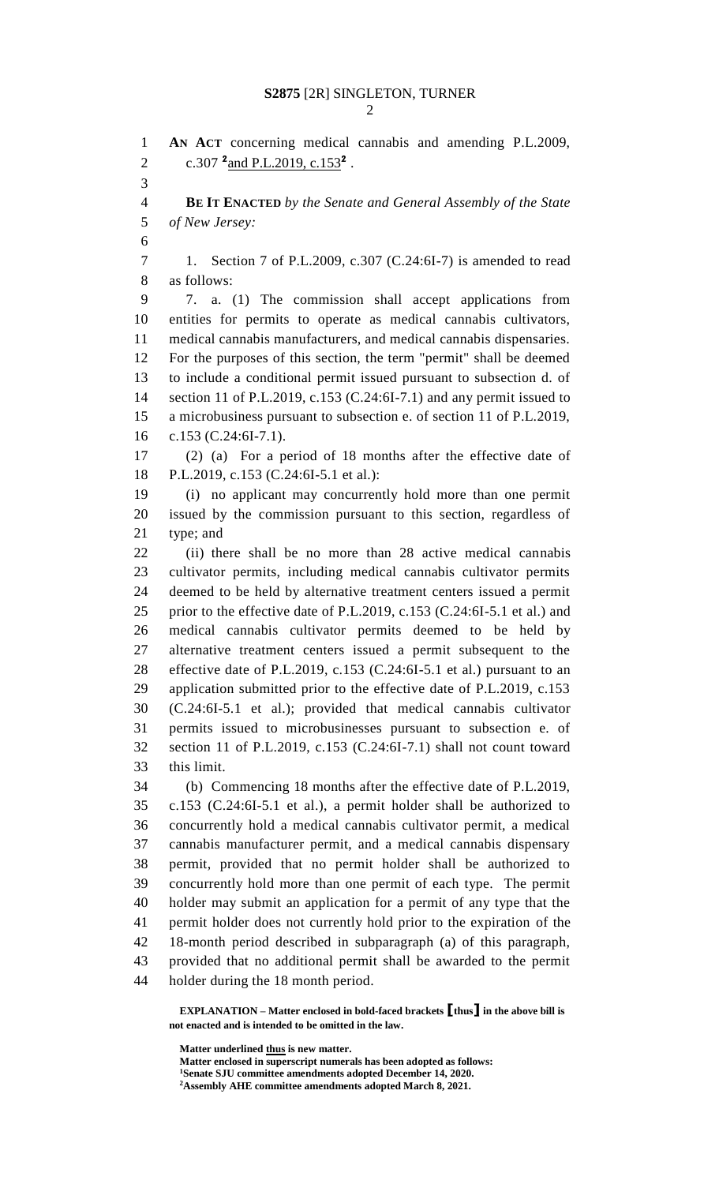**AN ACT** concerning medical cannabis and amending P.L.2009, c.307 [2]<u>and P.L.2019, c.153</u>[2] .

**BE IT ENACTED** *by the Senate and General Assembly of the State of New Jersey:*

1. Section 7 of P.L.2009, c.307 (C.24:6I-7) is amended to read as follows:

7. a. (1) The commission shall accept applications from entities for permits to operate as medical cannabis cultivators, medical cannabis manufacturers, and medical cannabis dispensaries. For the purposes of this section, the term "permit" shall be deemed to include a conditional permit issued pursuant to subsection d. of section 11 of P.L.2019, c.153 (C.24:6I-7.1) and any permit issued to a microbusiness pursuant to subsection e. of section 11 of P.L.2019, c.153 (C.24:6I-7.1).

(2) (a) For a period of 18 months after the effective date of P.L.2019, c.153 (C.24:6I-5.1 et al.):

(i) no applicant may concurrently hold more than one permit issued by the commission pursuant to this section, regardless of type; and

(ii) there shall be no more than 28 active medical cannabis cultivator permits, including medical cannabis cultivator permits deemed to be held by alternative treatment centers issued a permit prior to the effective date of P.L.2019, c.153 (C.24:6I-5.1 et al.) and medical cannabis cultivator permits deemed to be held by alternative treatment centers issued a permit subsequent to the effective date of P.L.2019, c.153 (C.24:6I-5.1 et al.) pursuant to an application submitted prior to the effective date of P.L.2019, c.153 (C.24:6I-5.1 et al.); provided that medical cannabis cultivator permits issued to microbusinesses pursuant to subsection e. of section 11 of P.L.2019, c.153 (C.24:6I-7.1) shall not count toward this limit.

(b) Commencing 18 months after the effective date of P.L.2019, c.153 (C.24:6I-5.1 et al.), a permit holder shall be authorized to concurrently hold a medical cannabis cultivator permit, a medical cannabis manufacturer permit, and a medical cannabis dispensary permit, provided that no permit holder shall be authorized to concurrently hold more than one permit of each type. The permit holder may submit an application for a permit of any type that the permit holder does not currently hold prior to the expiration of the 18-month period described in subparagraph (a) of this paragraph, provided that no additional permit shall be awarded to the permit holder during the 18 month period.

**EXPLANATION – Matter enclosed in bold-faced brackets [thus] in the above bill is not enacted and is intended to be omitted in the law.**

**Matter underlined <u>thus</u> is new matter.**
**Matter enclosed in superscript numerals has been adopted as follows:**
[1]**Senate SJU committee amendments adopted December 14, 2020.**
[2]**Assembly AHE committee amendments adopted March 8, 2021.**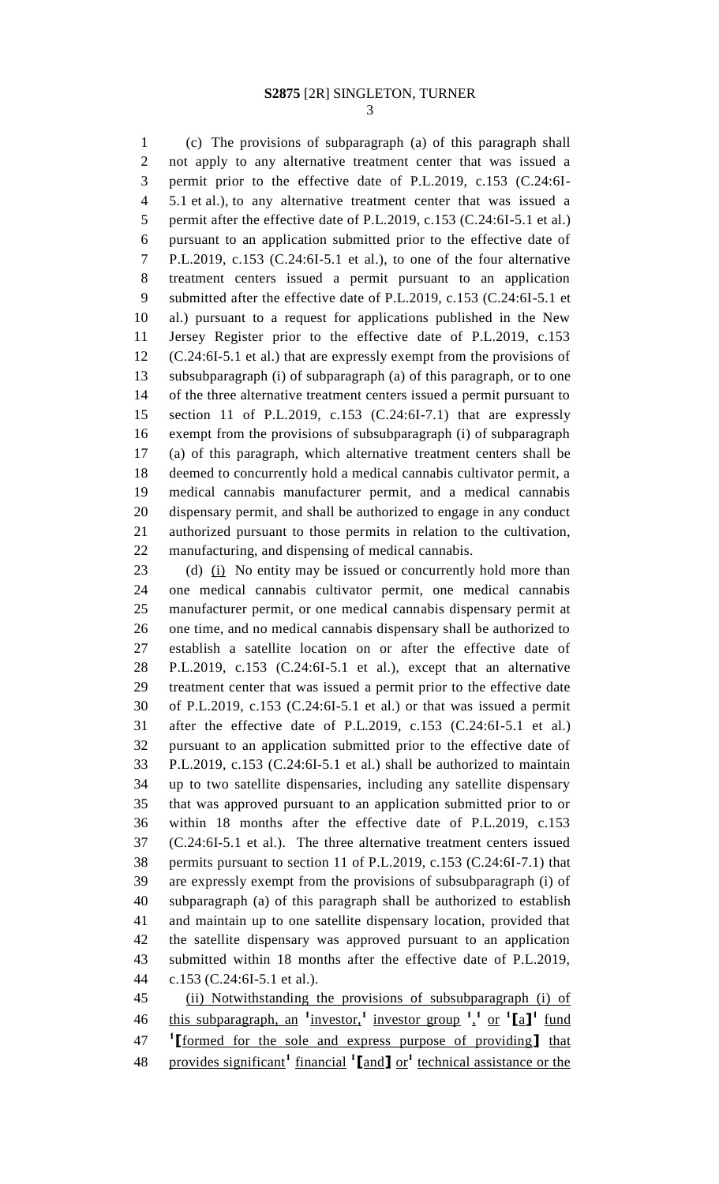(c) The provisions of subparagraph (a) of this paragraph shall not apply to any alternative treatment center that was issued a permit prior to the effective date of P.L.2019, c.153 (C.24:6I-5.1 et al.), to any alternative treatment center that was issued a permit after the effective date of P.L.2019, c.153 (C.24:6I-5.1 et al.) pursuant to an application submitted prior to the effective date of P.L.2019, c.153 (C.24:6I-5.1 et al.), to one of the four alternative treatment centers issued a permit pursuant to an application submitted after the effective date of P.L.2019, c.153 (C.24:6I-5.1 et al.) pursuant to a request for applications published in the New Jersey Register prior to the effective date of P.L.2019, c.153 (C.24:6I-5.1 et al.) that are expressly exempt from the provisions of subsubparagraph (i) of subparagraph (a) of this paragraph, or to one of the three alternative treatment centers issued a permit pursuant to section 11 of P.L.2019, c.153 (C.24:6I-7.1) that are expressly exempt from the provisions of subsubparagraph (i) of subparagraph (a) of this paragraph, which alternative treatment centers shall be deemed to concurrently hold a medical cannabis cultivator permit, a medical cannabis manufacturer permit, and a medical cannabis dispensary permit, and shall be authorized to engage in any conduct authorized pursuant to those permits in relation to the cultivation, manufacturing, and dispensing of medical cannabis.

(d) (i) No entity may be issued or concurrently hold more than one medical cannabis cultivator permit, one medical cannabis manufacturer permit, or one medical cannabis dispensary permit at one time, and no medical cannabis dispensary shall be authorized to establish a satellite location on or after the effective date of P.L.2019, c.153 (C.24:6I-5.1 et al.), except that an alternative treatment center that was issued a permit prior to the effective date of P.L.2019, c.153 (C.24:6I-5.1 et al.) or that was issued a permit after the effective date of P.L.2019, c.153 (C.24:6I-5.1 et al.) pursuant to an application submitted prior to the effective date of P.L.2019, c.153 (C.24:6I-5.1 et al.) shall be authorized to maintain up to two satellite dispensaries, including any satellite dispensary that was approved pursuant to an application submitted prior to or within 18 months after the effective date of P.L.2019, c.153 (C.24:6I-5.1 et al.). The three alternative treatment centers issued permits pursuant to section 11 of P.L.2019, c.153 (C.24:6I-7.1) that are expressly exempt from the provisions of subsubparagraph (i) of subparagraph (a) of this paragraph shall be authorized to establish and maintain up to one satellite dispensary location, provided that the satellite dispensary was approved pursuant to an application submitted within 18 months after the effective date of P.L.2019, c.153 (C.24:6I-5.1 et al.).

(ii) Notwithstanding the provisions of subsubparagraph (i) of this subparagraph, an [1]investor,[1] investor group [1],[1] or [1][a][1] fund [1][formed for the sole and express purpose of providing] that provides significant[1] financial [1][and] or[1] technical assistance or the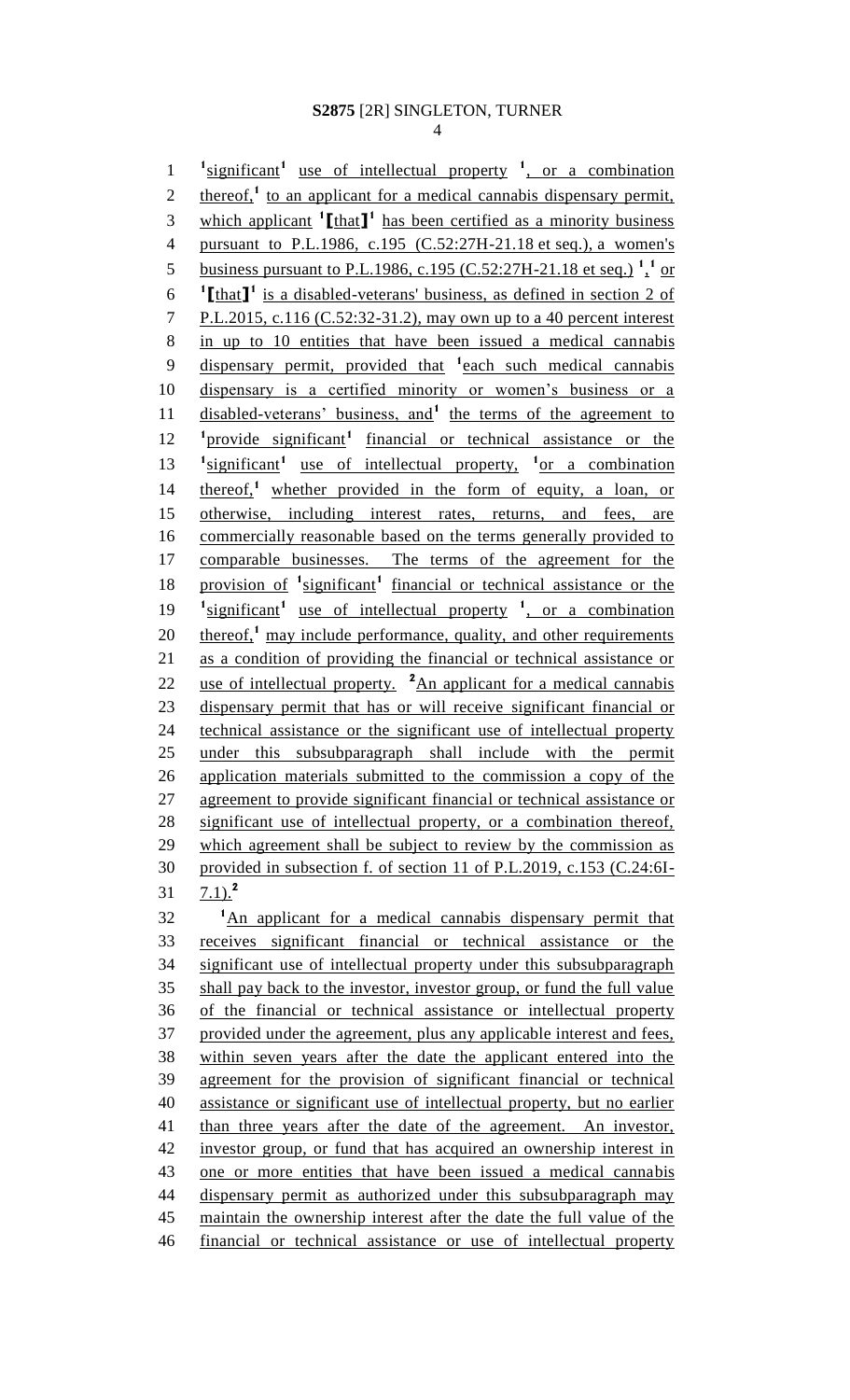[1]significant[1] use of intellectual property [1], or a combination thereof,[1] to an applicant for a medical cannabis dispensary permit, which applicant [1][that][1] has been certified as a minority business pursuant to P.L.1986, c.195 (C.52:27H-21.18 et seq.), a women's business pursuant to P.L.1986, c.195 (C.52:27H-21.18 et seq.) [1],[1] or [1][that][1] is a disabled-veterans' business, as defined in section 2 of P.L.2015, c.116 (C.52:32-31.2), may own up to a 40 percent interest in up to 10 entities that have been issued a medical cannabis dispensary permit, provided that [1]each such medical cannabis dispensary is a certified minority or women's business or a disabled-veterans' business, and[1] the terms of the agreement to [1]provide significant[1] financial or technical assistance or the [1]significant[1] use of intellectual property, [1]or a combination thereof,[1] whether provided in the form of equity, a loan, or otherwise, including interest rates, returns, and fees, are commercially reasonable based on the terms generally provided to comparable businesses. The terms of the agreement for the provision of [1]significant[1] financial or technical assistance or the [1]significant[1] use of intellectual property [1], or a combination thereof,[1] may include performance, quality, and other requirements as a condition of providing the financial or technical assistance or use of intellectual property. [2]An applicant for a medical cannabis dispensary permit that has or will receive significant financial or technical assistance or the significant use of intellectual property under this subsubparagraph shall include with the permit application materials submitted to the commission a copy of the agreement to provide significant financial or technical assistance or significant use of intellectual property, or a combination thereof, which agreement shall be subject to review by the commission as provided in subsection f. of section 11 of P.L.2019, c.153 (C.24:6I-7.1).[2]

[1]An applicant for a medical cannabis dispensary permit that receives significant financial or technical assistance or the significant use of intellectual property under this subsubparagraph shall pay back to the investor, investor group, or fund the full value of the financial or technical assistance or intellectual property provided under the agreement, plus any applicable interest and fees, within seven years after the date the applicant entered into the agreement for the provision of significant financial or technical assistance or significant use of intellectual property, but no earlier than three years after the date of the agreement. An investor, investor group, or fund that has acquired an ownership interest in one or more entities that have been issued a medical cannabis dispensary permit as authorized under this subsubparagraph may maintain the ownership interest after the date the full value of the financial or technical assistance or use of intellectual property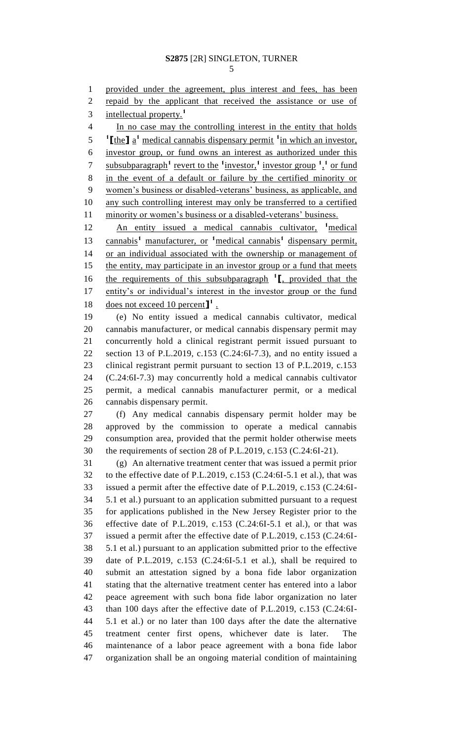provided under the agreement, plus interest and fees, has been repaid by the applicant that received the assistance or use of intellectual property.[1]

In no case may the controlling interest in the entity that holds [1]**[**the**]** a[1] medical cannabis dispensary permit [1]in which an investor, investor group, or fund owns an interest as authorized under this subsubparagraph[1] revert to the [1]investor,[1] investor group [1],[1] or fund in the event of a default or failure by the certified minority or women's business or disabled-veterans' business, as applicable, and any such controlling interest may only be transferred to a certified minority or women's business or a disabled-veterans' business.

An entity issued a medical cannabis cultivator, [1]medical cannabis[1] manufacturer, or [1]medical cannabis[1] dispensary permit, or an individual associated with the ownership or management of the entity, may participate in an investor group or a fund that meets the requirements of this subsubparagraph [1]**[**, provided that the entity's or individual's interest in the investor group or the fund does not exceed 10 percent**]**[1] .

(e) No entity issued a medical cannabis cultivator, medical cannabis manufacturer, or medical cannabis dispensary permit may concurrently hold a clinical registrant permit issued pursuant to section 13 of P.L.2019, c.153 (C.24:6I-7.3), and no entity issued a clinical registrant permit pursuant to section 13 of P.L.2019, c.153 (C.24:6I-7.3) may concurrently hold a medical cannabis cultivator permit, a medical cannabis manufacturer permit, or a medical cannabis dispensary permit.

(f) Any medical cannabis dispensary permit holder may be approved by the commission to operate a medical cannabis consumption area, provided that the permit holder otherwise meets the requirements of section 28 of P.L.2019, c.153 (C.24:6I-21).

(g) An alternative treatment center that was issued a permit prior to the effective date of P.L.2019, c.153 (C.24:6I-5.1 et al.), that was issued a permit after the effective date of P.L.2019, c.153 (C.24:6I-5.1 et al.) pursuant to an application submitted pursuant to a request for applications published in the New Jersey Register prior to the effective date of P.L.2019, c.153 (C.24:6I-5.1 et al.), or that was issued a permit after the effective date of P.L.2019, c.153 (C.24:6I-5.1 et al.) pursuant to an application submitted prior to the effective date of P.L.2019, c.153 (C.24:6I-5.1 et al.), shall be required to submit an attestation signed by a bona fide labor organization stating that the alternative treatment center has entered into a labor peace agreement with such bona fide labor organization no later than 100 days after the effective date of P.L.2019, c.153 (C.24:6I-5.1 et al.) or no later than 100 days after the date the alternative treatment center first opens, whichever date is later. The maintenance of a labor peace agreement with a bona fide labor organization shall be an ongoing material condition of maintaining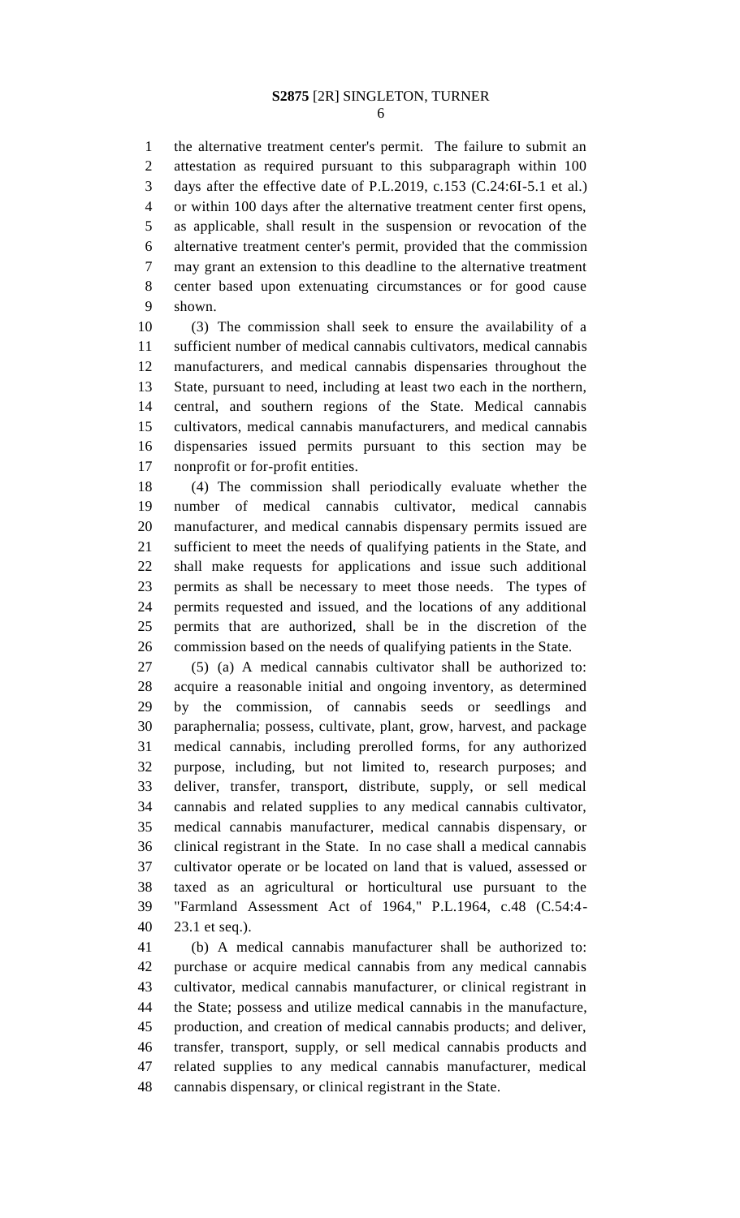the alternative treatment center's permit. The failure to submit an attestation as required pursuant to this subparagraph within 100 days after the effective date of P.L.2019, c.153 (C.24:6I-5.1 et al.) or within 100 days after the alternative treatment center first opens, as applicable, shall result in the suspension or revocation of the alternative treatment center's permit, provided that the commission may grant an extension to this deadline to the alternative treatment center based upon extenuating circumstances or for good cause shown.

(3) The commission shall seek to ensure the availability of a sufficient number of medical cannabis cultivators, medical cannabis manufacturers, and medical cannabis dispensaries throughout the State, pursuant to need, including at least two each in the northern, central, and southern regions of the State. Medical cannabis cultivators, medical cannabis manufacturers, and medical cannabis dispensaries issued permits pursuant to this section may be nonprofit or for-profit entities.

(4) The commission shall periodically evaluate whether the number of medical cannabis cultivator, medical cannabis manufacturer, and medical cannabis dispensary permits issued are sufficient to meet the needs of qualifying patients in the State, and shall make requests for applications and issue such additional permits as shall be necessary to meet those needs. The types of permits requested and issued, and the locations of any additional permits that are authorized, shall be in the discretion of the commission based on the needs of qualifying patients in the State.

(5) (a) A medical cannabis cultivator shall be authorized to: acquire a reasonable initial and ongoing inventory, as determined by the commission, of cannabis seeds or seedlings and paraphernalia; possess, cultivate, plant, grow, harvest, and package medical cannabis, including prerolled forms, for any authorized purpose, including, but not limited to, research purposes; and deliver, transfer, transport, distribute, supply, or sell medical cannabis and related supplies to any medical cannabis cultivator, medical cannabis manufacturer, medical cannabis dispensary, or clinical registrant in the State. In no case shall a medical cannabis cultivator operate or be located on land that is valued, assessed or taxed as an agricultural or horticultural use pursuant to the "Farmland Assessment Act of 1964," P.L.1964, c.48 (C.54:4-23.1 et seq.).

(b) A medical cannabis manufacturer shall be authorized to: purchase or acquire medical cannabis from any medical cannabis cultivator, medical cannabis manufacturer, or clinical registrant in the State; possess and utilize medical cannabis in the manufacture, production, and creation of medical cannabis products; and deliver, transfer, transport, supply, or sell medical cannabis products and related supplies to any medical cannabis manufacturer, medical cannabis dispensary, or clinical registrant in the State.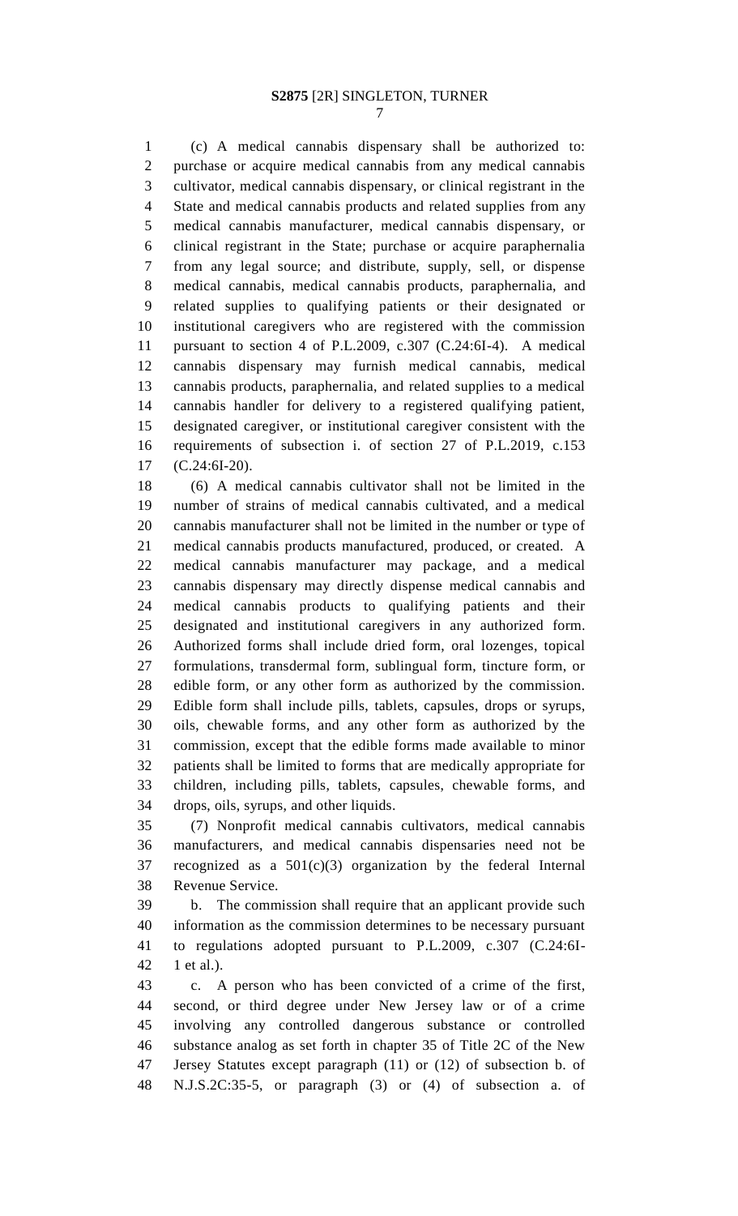(c) A medical cannabis dispensary shall be authorized to: purchase or acquire medical cannabis from any medical cannabis cultivator, medical cannabis dispensary, or clinical registrant in the State and medical cannabis products and related supplies from any medical cannabis manufacturer, medical cannabis dispensary, or clinical registrant in the State; purchase or acquire paraphernalia from any legal source; and distribute, supply, sell, or dispense medical cannabis, medical cannabis products, paraphernalia, and related supplies to qualifying patients or their designated or institutional caregivers who are registered with the commission pursuant to section 4 of P.L.2009, c.307 (C.24:6I-4). A medical cannabis dispensary may furnish medical cannabis, medical cannabis products, paraphernalia, and related supplies to a medical cannabis handler for delivery to a registered qualifying patient, designated caregiver, or institutional caregiver consistent with the requirements of subsection i. of section 27 of P.L.2019, c.153 (C.24:6I-20).

(6) A medical cannabis cultivator shall not be limited in the number of strains of medical cannabis cultivated, and a medical cannabis manufacturer shall not be limited in the number or type of medical cannabis products manufactured, produced, or created. A medical cannabis manufacturer may package, and a medical cannabis dispensary may directly dispense medical cannabis and medical cannabis products to qualifying patients and their designated and institutional caregivers in any authorized form. Authorized forms shall include dried form, oral lozenges, topical formulations, transdermal form, sublingual form, tincture form, or edible form, or any other form as authorized by the commission. Edible form shall include pills, tablets, capsules, drops or syrups, oils, chewable forms, and any other form as authorized by the commission, except that the edible forms made available to minor patients shall be limited to forms that are medically appropriate for children, including pills, tablets, capsules, chewable forms, and drops, oils, syrups, and other liquids.

(7) Nonprofit medical cannabis cultivators, medical cannabis manufacturers, and medical cannabis dispensaries need not be recognized as a 501(c)(3) organization by the federal Internal Revenue Service.

b. The commission shall require that an applicant provide such information as the commission determines to be necessary pursuant to regulations adopted pursuant to P.L.2009, c.307 (C.24:6I-1 et al.).

c. A person who has been convicted of a crime of the first, second, or third degree under New Jersey law or of a crime involving any controlled dangerous substance or controlled substance analog as set forth in chapter 35 of Title 2C of the New Jersey Statutes except paragraph (11) or (12) of subsection b. of N.J.S.2C:35-5, or paragraph (3) or (4) of subsection a. of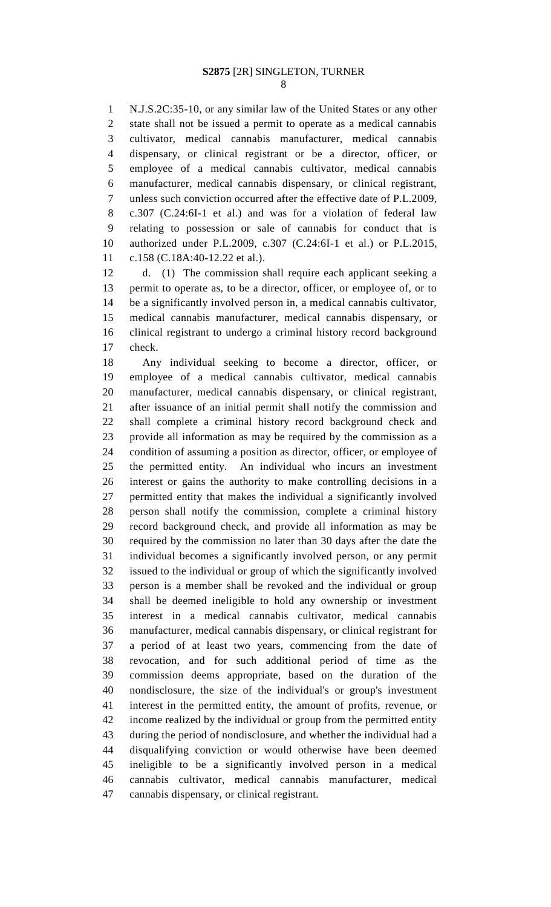N.J.S.2C:35-10, or any similar law of the United States or any other state shall not be issued a permit to operate as a medical cannabis cultivator, medical cannabis manufacturer, medical cannabis dispensary, or clinical registrant or be a director, officer, or employee of a medical cannabis cultivator, medical cannabis manufacturer, medical cannabis dispensary, or clinical registrant, unless such conviction occurred after the effective date of P.L.2009, c.307 (C.24:6I-1 et al.) and was for a violation of federal law relating to possession or sale of cannabis for conduct that is authorized under P.L.2009, c.307 (C.24:6I-1 et al.) or P.L.2015, c.158 (C.18A:40-12.22 et al.).

d. (1) The commission shall require each applicant seeking a permit to operate as, to be a director, officer, or employee of, or to be a significantly involved person in, a medical cannabis cultivator, medical cannabis manufacturer, medical cannabis dispensary, or clinical registrant to undergo a criminal history record background check.

Any individual seeking to become a director, officer, or employee of a medical cannabis cultivator, medical cannabis manufacturer, medical cannabis dispensary, or clinical registrant, after issuance of an initial permit shall notify the commission and shall complete a criminal history record background check and provide all information as may be required by the commission as a condition of assuming a position as director, officer, or employee of the permitted entity. An individual who incurs an investment interest or gains the authority to make controlling decisions in a permitted entity that makes the individual a significantly involved person shall notify the commission, complete a criminal history record background check, and provide all information as may be required by the commission no later than 30 days after the date the individual becomes a significantly involved person, or any permit issued to the individual or group of which the significantly involved person is a member shall be revoked and the individual or group shall be deemed ineligible to hold any ownership or investment interest in a medical cannabis cultivator, medical cannabis manufacturer, medical cannabis dispensary, or clinical registrant for a period of at least two years, commencing from the date of revocation, and for such additional period of time as the commission deems appropriate, based on the duration of the nondisclosure, the size of the individual's or group's investment interest in the permitted entity, the amount of profits, revenue, or income realized by the individual or group from the permitted entity during the period of nondisclosure, and whether the individual had a disqualifying conviction or would otherwise have been deemed ineligible to be a significantly involved person in a medical cannabis cultivator, medical cannabis manufacturer, medical cannabis dispensary, or clinical registrant.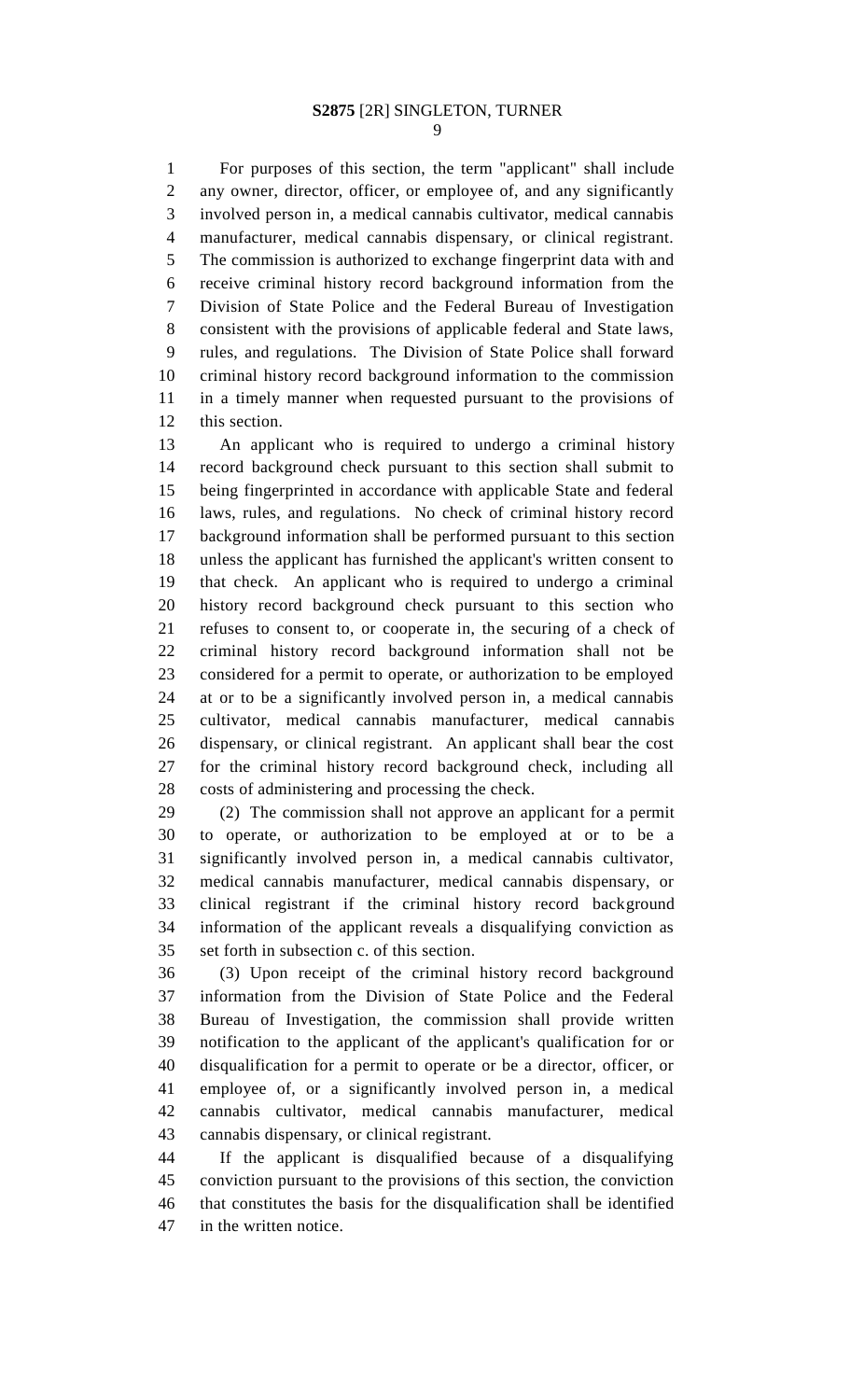For purposes of this section, the term "applicant" shall include any owner, director, officer, or employee of, and any significantly involved person in, a medical cannabis cultivator, medical cannabis manufacturer, medical cannabis dispensary, or clinical registrant. The commission is authorized to exchange fingerprint data with and receive criminal history record background information from the Division of State Police and the Federal Bureau of Investigation consistent with the provisions of applicable federal and State laws, rules, and regulations. The Division of State Police shall forward criminal history record background information to the commission in a timely manner when requested pursuant to the provisions of this section.

An applicant who is required to undergo a criminal history record background check pursuant to this section shall submit to being fingerprinted in accordance with applicable State and federal laws, rules, and regulations. No check of criminal history record background information shall be performed pursuant to this section unless the applicant has furnished the applicant's written consent to that check. An applicant who is required to undergo a criminal history record background check pursuant to this section who refuses to consent to, or cooperate in, the securing of a check of criminal history record background information shall not be considered for a permit to operate, or authorization to be employed at or to be a significantly involved person in, a medical cannabis cultivator, medical cannabis manufacturer, medical cannabis dispensary, or clinical registrant. An applicant shall bear the cost for the criminal history record background check, including all costs of administering and processing the check.

(2) The commission shall not approve an applicant for a permit to operate, or authorization to be employed at or to be a significantly involved person in, a medical cannabis cultivator, medical cannabis manufacturer, medical cannabis dispensary, or clinical registrant if the criminal history record background information of the applicant reveals a disqualifying conviction as set forth in subsection c. of this section.

(3) Upon receipt of the criminal history record background information from the Division of State Police and the Federal Bureau of Investigation, the commission shall provide written notification to the applicant of the applicant's qualification for or disqualification for a permit to operate or be a director, officer, or employee of, or a significantly involved person in, a medical cannabis cultivator, medical cannabis manufacturer, medical cannabis dispensary, or clinical registrant.

If the applicant is disqualified because of a disqualifying conviction pursuant to the provisions of this section, the conviction that constitutes the basis for the disqualification shall be identified in the written notice.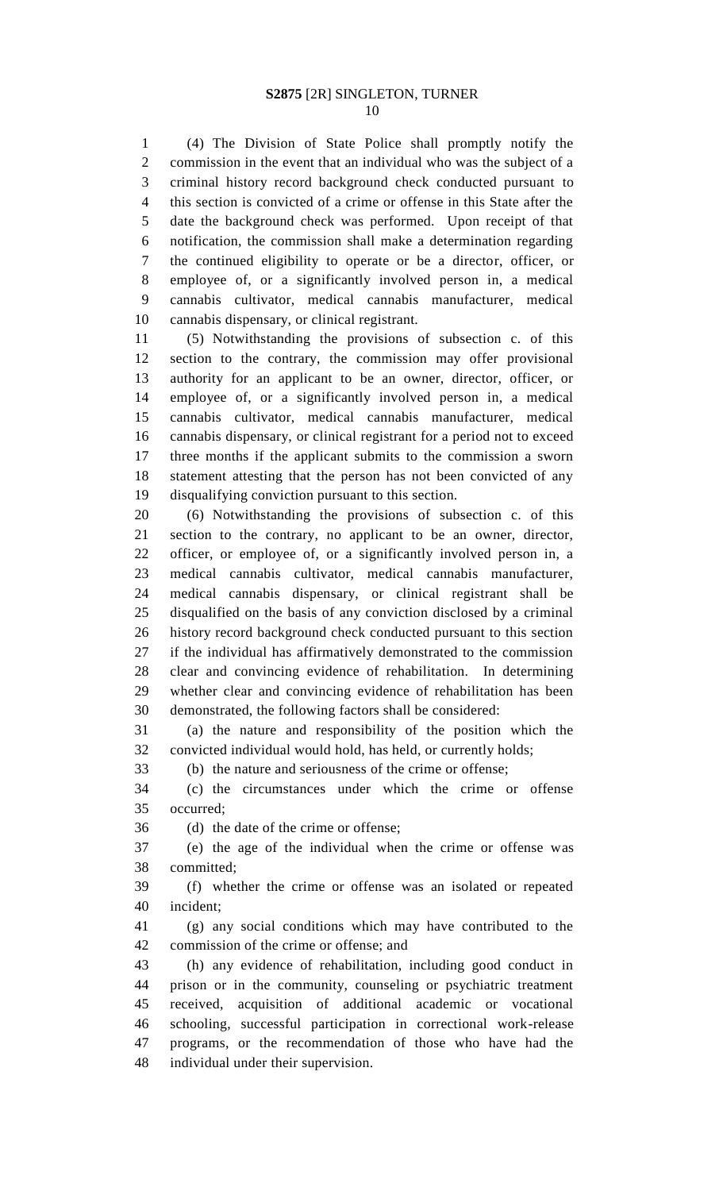(4) The Division of State Police shall promptly notify the commission in the event that an individual who was the subject of a criminal history record background check conducted pursuant to this section is convicted of a crime or offense in this State after the date the background check was performed. Upon receipt of that notification, the commission shall make a determination regarding the continued eligibility to operate or be a director, officer, or employee of, or a significantly involved person in, a medical cannabis cultivator, medical cannabis manufacturer, medical cannabis dispensary, or clinical registrant.

(5) Notwithstanding the provisions of subsection c. of this section to the contrary, the commission may offer provisional authority for an applicant to be an owner, director, officer, or employee of, or a significantly involved person in, a medical cannabis cultivator, medical cannabis manufacturer, medical cannabis dispensary, or clinical registrant for a period not to exceed three months if the applicant submits to the commission a sworn statement attesting that the person has not been convicted of any disqualifying conviction pursuant to this section.

(6) Notwithstanding the provisions of subsection c. of this section to the contrary, no applicant to be an owner, director, officer, or employee of, or a significantly involved person in, a medical cannabis cultivator, medical cannabis manufacturer, medical cannabis dispensary, or clinical registrant shall be disqualified on the basis of any conviction disclosed by a criminal history record background check conducted pursuant to this section if the individual has affirmatively demonstrated to the commission clear and convincing evidence of rehabilitation. In determining whether clear and convincing evidence of rehabilitation has been demonstrated, the following factors shall be considered:

(a) the nature and responsibility of the position which the convicted individual would hold, has held, or currently holds;

(b) the nature and seriousness of the crime or offense;

(c) the circumstances under which the crime or offense occurred;

(d) the date of the crime or offense;

(e) the age of the individual when the crime or offense was committed;

(f) whether the crime or offense was an isolated or repeated incident;

(g) any social conditions which may have contributed to the commission of the crime or offense; and

(h) any evidence of rehabilitation, including good conduct in prison or in the community, counseling or psychiatric treatment received, acquisition of additional academic or vocational schooling, successful participation in correctional work-release programs, or the recommendation of those who have had the individual under their supervision.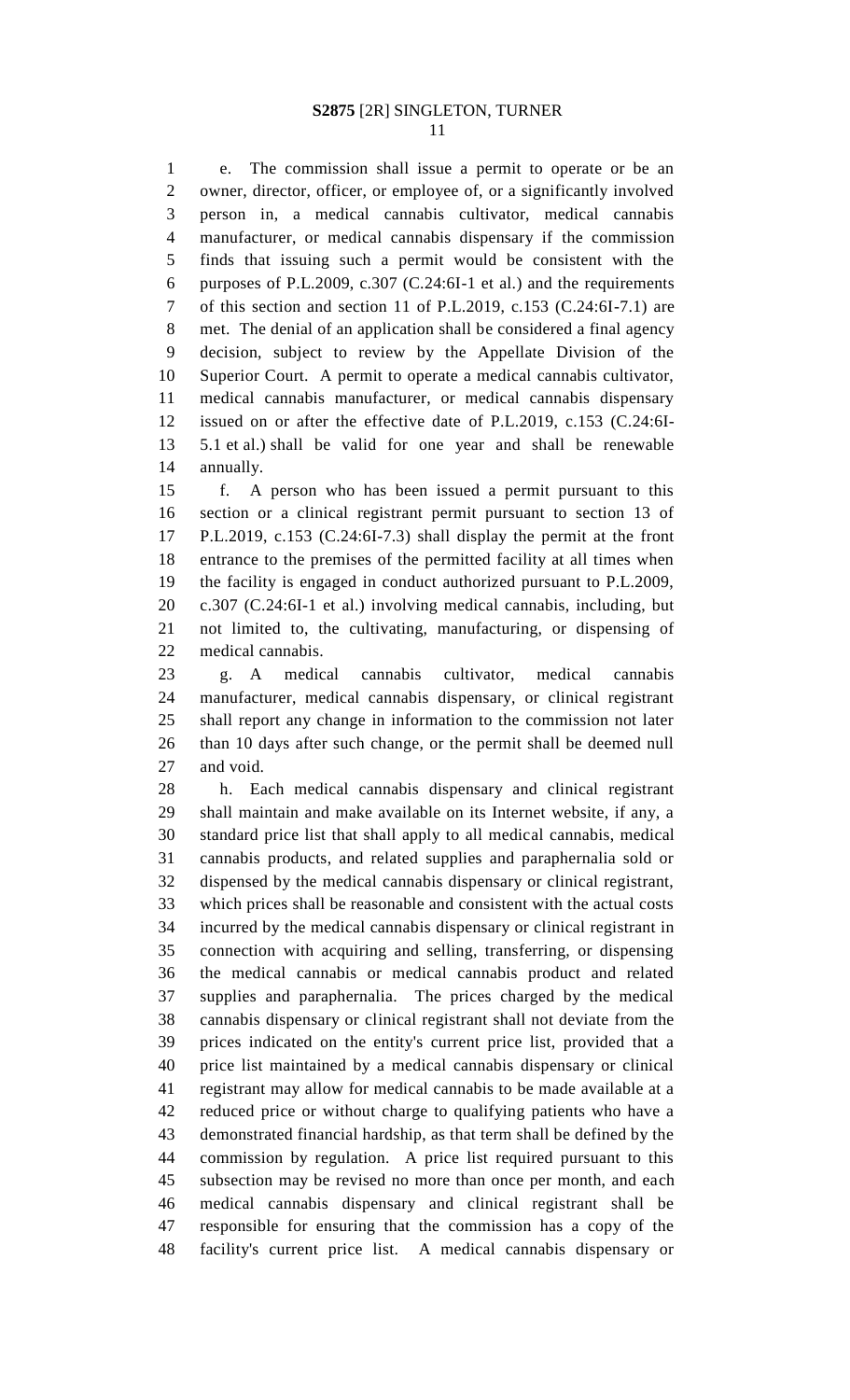e. The commission shall issue a permit to operate or be an owner, director, officer, or employee of, or a significantly involved person in, a medical cannabis cultivator, medical cannabis manufacturer, or medical cannabis dispensary if the commission finds that issuing such a permit would be consistent with the purposes of P.L.2009, c.307 (C.24:6I-1 et al.) and the requirements of this section and section 11 of P.L.2019, c.153 (C.24:6I-7.1) are met. The denial of an application shall be considered a final agency decision, subject to review by the Appellate Division of the Superior Court. A permit to operate a medical cannabis cultivator, medical cannabis manufacturer, or medical cannabis dispensary issued on or after the effective date of P.L.2019, c.153 (C.24:6I-5.1 et al.) shall be valid for one year and shall be renewable annually.

f. A person who has been issued a permit pursuant to this section or a clinical registrant permit pursuant to section 13 of P.L.2019, c.153 (C.24:6I-7.3) shall display the permit at the front entrance to the premises of the permitted facility at all times when the facility is engaged in conduct authorized pursuant to P.L.2009, c.307 (C.24:6I-1 et al.) involving medical cannabis, including, but not limited to, the cultivating, manufacturing, or dispensing of medical cannabis.

g. A medical cannabis cultivator, medical cannabis manufacturer, medical cannabis dispensary, or clinical registrant shall report any change in information to the commission not later than 10 days after such change, or the permit shall be deemed null and void.

h. Each medical cannabis dispensary and clinical registrant shall maintain and make available on its Internet website, if any, a standard price list that shall apply to all medical cannabis, medical cannabis products, and related supplies and paraphernalia sold or dispensed by the medical cannabis dispensary or clinical registrant, which prices shall be reasonable and consistent with the actual costs incurred by the medical cannabis dispensary or clinical registrant in connection with acquiring and selling, transferring, or dispensing the medical cannabis or medical cannabis product and related supplies and paraphernalia. The prices charged by the medical cannabis dispensary or clinical registrant shall not deviate from the prices indicated on the entity's current price list, provided that a price list maintained by a medical cannabis dispensary or clinical registrant may allow for medical cannabis to be made available at a reduced price or without charge to qualifying patients who have a demonstrated financial hardship, as that term shall be defined by the commission by regulation. A price list required pursuant to this subsection may be revised no more than once per month, and each medical cannabis dispensary and clinical registrant shall be responsible for ensuring that the commission has a copy of the facility's current price list. A medical cannabis dispensary or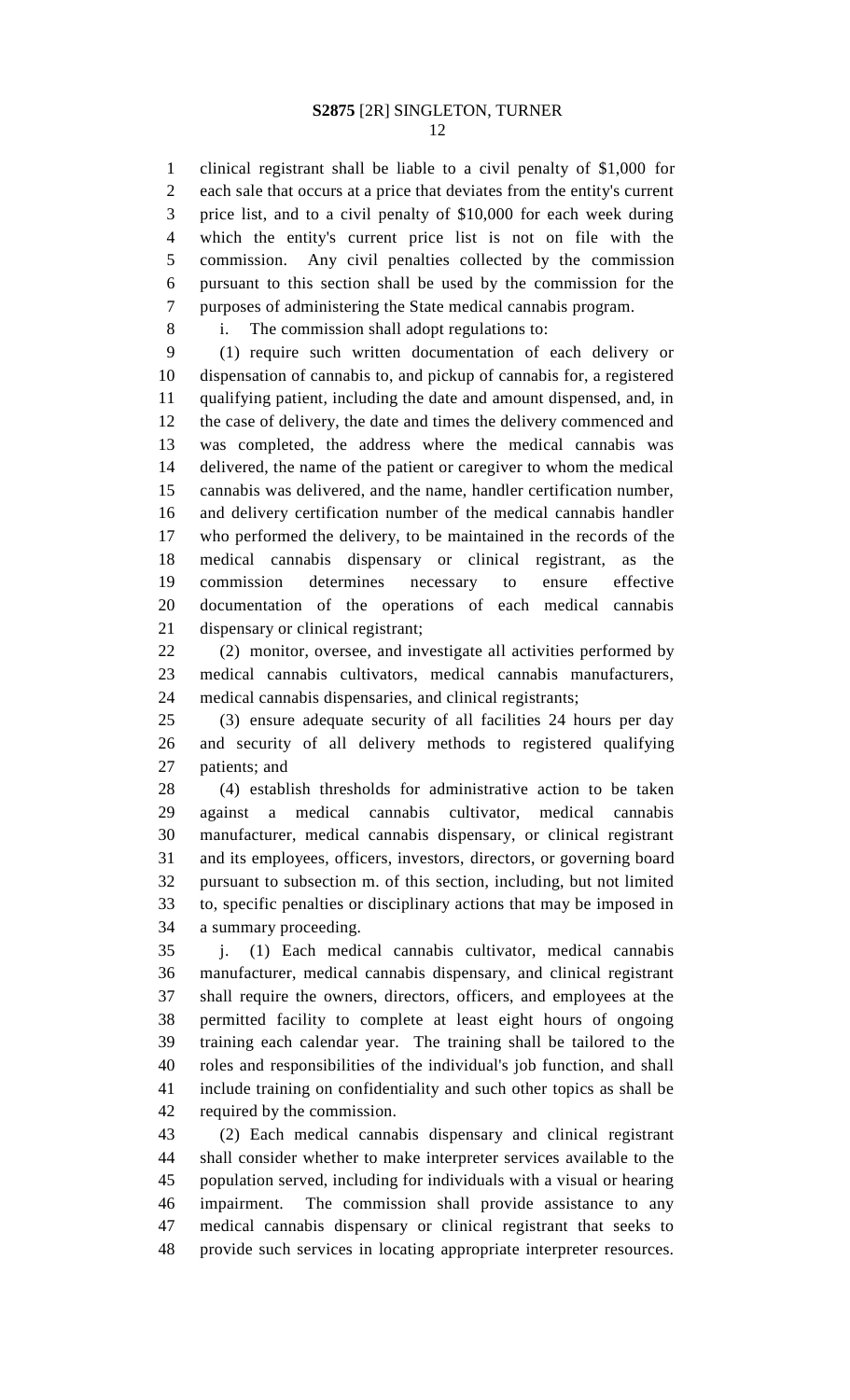clinical registrant shall be liable to a civil penalty of $1,000 for each sale that occurs at a price that deviates from the entity's current price list, and to a civil penalty of $10,000 for each week during which the entity's current price list is not on file with the commission. Any civil penalties collected by the commission pursuant to this section shall be used by the commission for the purposes of administering the State medical cannabis program.

i. The commission shall adopt regulations to:

(1) require such written documentation of each delivery or dispensation of cannabis to, and pickup of cannabis for, a registered qualifying patient, including the date and amount dispensed, and, in the case of delivery, the date and times the delivery commenced and was completed, the address where the medical cannabis was delivered, the name of the patient or caregiver to whom the medical cannabis was delivered, and the name, handler certification number, and delivery certification number of the medical cannabis handler who performed the delivery, to be maintained in the records of the medical cannabis dispensary or clinical registrant, as the commission determines necessary to ensure effective documentation of the operations of each medical cannabis dispensary or clinical registrant;

(2) monitor, oversee, and investigate all activities performed by medical cannabis cultivators, medical cannabis manufacturers, medical cannabis dispensaries, and clinical registrants;

(3) ensure adequate security of all facilities 24 hours per day and security of all delivery methods to registered qualifying patients; and

(4) establish thresholds for administrative action to be taken against a medical cannabis cultivator, medical cannabis manufacturer, medical cannabis dispensary, or clinical registrant and its employees, officers, investors, directors, or governing board pursuant to subsection m. of this section, including, but not limited to, specific penalties or disciplinary actions that may be imposed in a summary proceeding.

j. (1) Each medical cannabis cultivator, medical cannabis manufacturer, medical cannabis dispensary, and clinical registrant shall require the owners, directors, officers, and employees at the permitted facility to complete at least eight hours of ongoing training each calendar year. The training shall be tailored to the roles and responsibilities of the individual's job function, and shall include training on confidentiality and such other topics as shall be required by the commission.

(2) Each medical cannabis dispensary and clinical registrant shall consider whether to make interpreter services available to the population served, including for individuals with a visual or hearing impairment. The commission shall provide assistance to any medical cannabis dispensary or clinical registrant that seeks to provide such services in locating appropriate interpreter resources.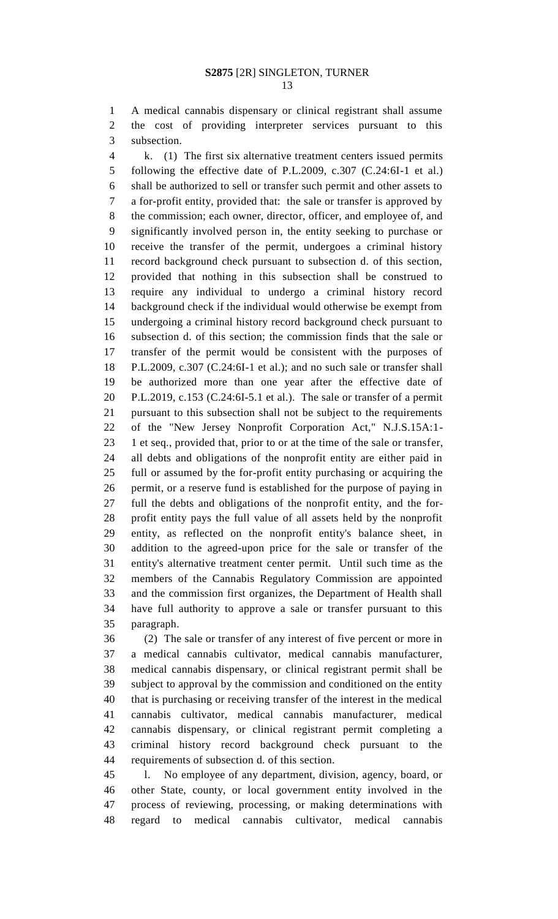A medical cannabis dispensary or clinical registrant shall assume the cost of providing interpreter services pursuant to this subsection.

k. (1) The first six alternative treatment centers issued permits following the effective date of P.L.2009, c.307 (C.24:6I-1 et al.) shall be authorized to sell or transfer such permit and other assets to a for-profit entity, provided that: the sale or transfer is approved by the commission; each owner, director, officer, and employee of, and significantly involved person in, the entity seeking to purchase or receive the transfer of the permit, undergoes a criminal history record background check pursuant to subsection d. of this section, provided that nothing in this subsection shall be construed to require any individual to undergo a criminal history record background check if the individual would otherwise be exempt from undergoing a criminal history record background check pursuant to subsection d. of this section; the commission finds that the sale or transfer of the permit would be consistent with the purposes of P.L.2009, c.307 (C.24:6I-1 et al.); and no such sale or transfer shall be authorized more than one year after the effective date of P.L.2019, c.153 (C.24:6I-5.1 et al.). The sale or transfer of a permit pursuant to this subsection shall not be subject to the requirements of the "New Jersey Nonprofit Corporation Act," N.J.S.15A:1-1 et seq., provided that, prior to or at the time of the sale or transfer, all debts and obligations of the nonprofit entity are either paid in full or assumed by the for-profit entity purchasing or acquiring the permit, or a reserve fund is established for the purpose of paying in full the debts and obligations of the nonprofit entity, and the for-profit entity pays the full value of all assets held by the nonprofit entity, as reflected on the nonprofit entity's balance sheet, in addition to the agreed-upon price for the sale or transfer of the entity's alternative treatment center permit. Until such time as the members of the Cannabis Regulatory Commission are appointed and the commission first organizes, the Department of Health shall have full authority to approve a sale or transfer pursuant to this paragraph.

(2) The sale or transfer of any interest of five percent or more in a medical cannabis cultivator, medical cannabis manufacturer, medical cannabis dispensary, or clinical registrant permit shall be subject to approval by the commission and conditioned on the entity that is purchasing or receiving transfer of the interest in the medical cannabis cultivator, medical cannabis manufacturer, medical cannabis dispensary, or clinical registrant permit completing a criminal history record background check pursuant to the requirements of subsection d. of this section.

l. No employee of any department, division, agency, board, or other State, county, or local government entity involved in the process of reviewing, processing, or making determinations with regard to medical cannabis cultivator, medical cannabis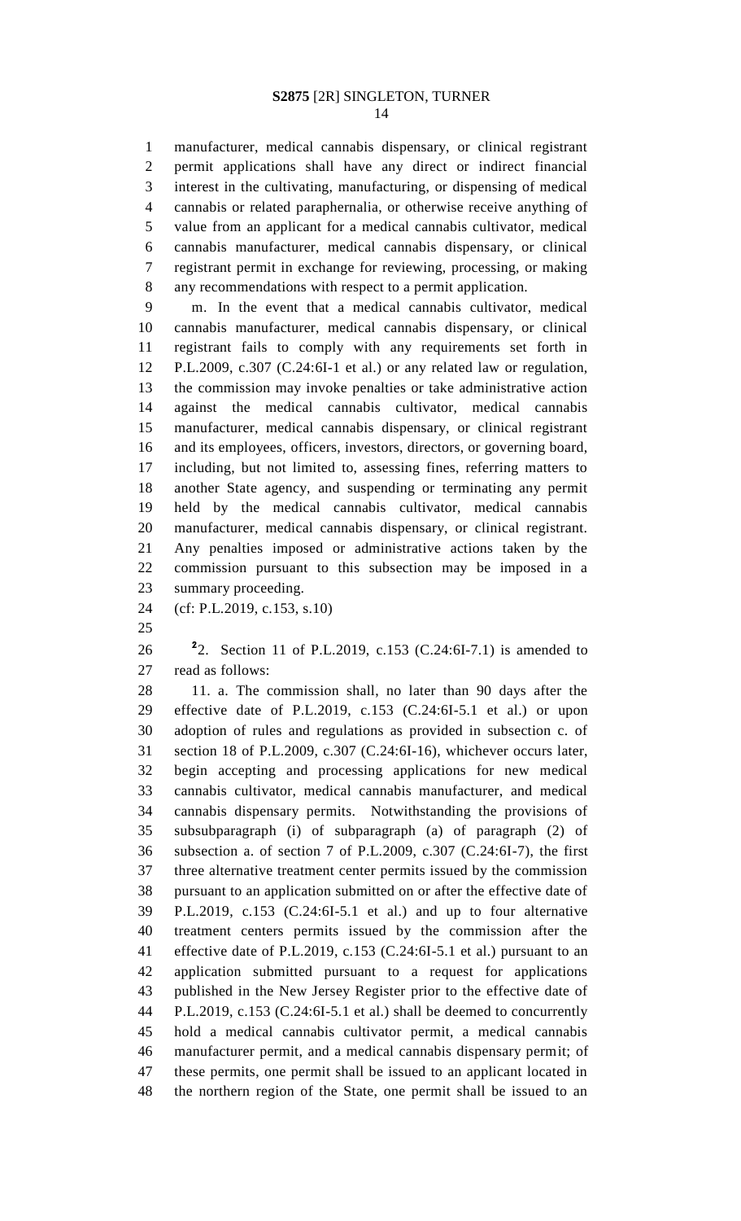manufacturer, medical cannabis dispensary, or clinical registrant permit applications shall have any direct or indirect financial interest in the cultivating, manufacturing, or dispensing of medical cannabis or related paraphernalia, or otherwise receive anything of value from an applicant for a medical cannabis cultivator, medical cannabis manufacturer, medical cannabis dispensary, or clinical registrant permit in exchange for reviewing, processing, or making any recommendations with respect to a permit application.

m. In the event that a medical cannabis cultivator, medical cannabis manufacturer, medical cannabis dispensary, or clinical registrant fails to comply with any requirements set forth in P.L.2009, c.307 (C.24:6I-1 et al.) or any related law or regulation, the commission may invoke penalties or take administrative action against the medical cannabis cultivator, medical cannabis manufacturer, medical cannabis dispensary, or clinical registrant and its employees, officers, investors, directors, or governing board, including, but not limited to, assessing fines, referring matters to another State agency, and suspending or terminating any permit held by the medical cannabis cultivator, medical cannabis manufacturer, medical cannabis dispensary, or clinical registrant. Any penalties imposed or administrative actions taken by the commission pursuant to this subsection may be imposed in a summary proceeding.

(cf: P.L.2019, c.153, s.10)

[2]2. Section 11 of P.L.2019, c.153 (C.24:6I-7.1) is amended to read as follows:

11. a. The commission shall, no later than 90 days after the effective date of P.L.2019, c.153 (C.24:6I-5.1 et al.) or upon adoption of rules and regulations as provided in subsection c. of section 18 of P.L.2009, c.307 (C.24:6I-16), whichever occurs later, begin accepting and processing applications for new medical cannabis cultivator, medical cannabis manufacturer, and medical cannabis dispensary permits. Notwithstanding the provisions of subsubparagraph (i) of subparagraph (a) of paragraph (2) of subsection a. of section 7 of P.L.2009, c.307 (C.24:6I-7), the first three alternative treatment center permits issued by the commission pursuant to an application submitted on or after the effective date of P.L.2019, c.153 (C.24:6I-5.1 et al.) and up to four alternative treatment centers permits issued by the commission after the effective date of P.L.2019, c.153 (C.24:6I-5.1 et al.) pursuant to an application submitted pursuant to a request for applications published in the New Jersey Register prior to the effective date of P.L.2019, c.153 (C.24:6I-5.1 et al.) shall be deemed to concurrently hold a medical cannabis cultivator permit, a medical cannabis manufacturer permit, and a medical cannabis dispensary permit; of these permits, one permit shall be issued to an applicant located in the northern region of the State, one permit shall be issued to an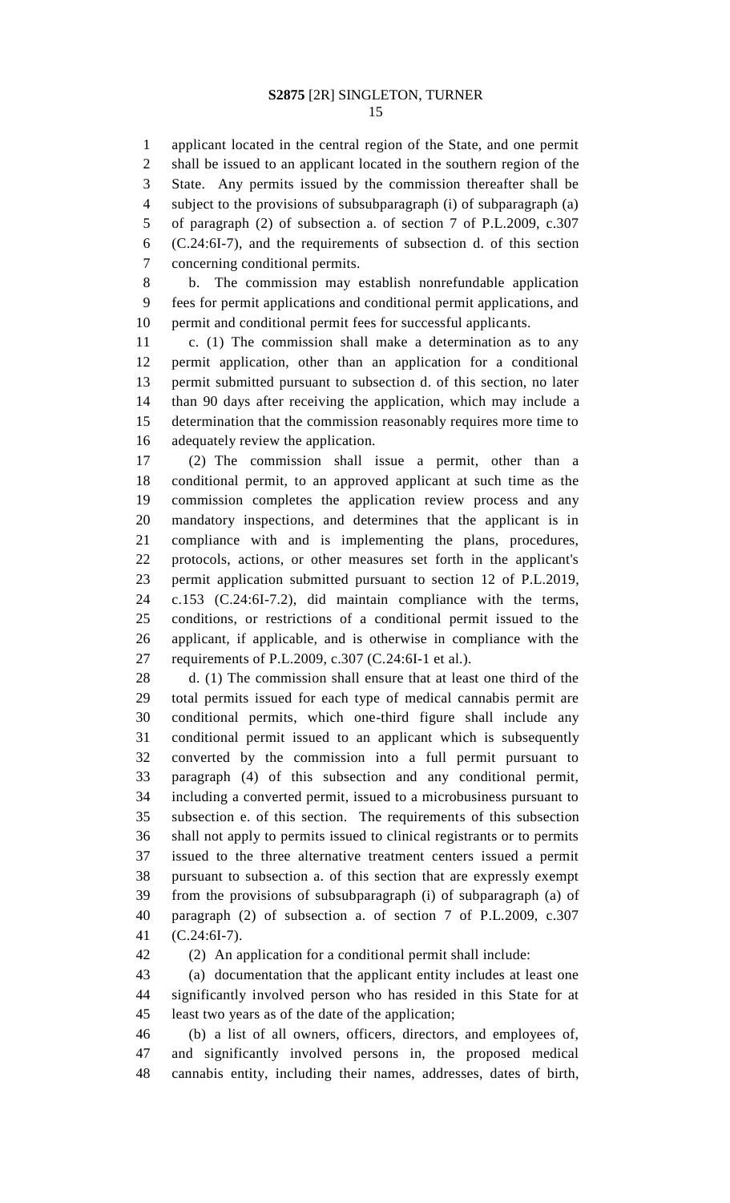applicant located in the central region of the State, and one permit shall be issued to an applicant located in the southern region of the State. Any permits issued by the commission thereafter shall be subject to the provisions of subsubparagraph (i) of subparagraph (a) of paragraph (2) of subsection a. of section 7 of P.L.2009, c.307 (C.24:6I-7), and the requirements of subsection d. of this section concerning conditional permits.

b. The commission may establish nonrefundable application fees for permit applications and conditional permit applications, and permit and conditional permit fees for successful applicants.

c. (1) The commission shall make a determination as to any permit application, other than an application for a conditional permit submitted pursuant to subsection d. of this section, no later than 90 days after receiving the application, which may include a determination that the commission reasonably requires more time to adequately review the application.

(2) The commission shall issue a permit, other than a conditional permit, to an approved applicant at such time as the commission completes the application review process and any mandatory inspections, and determines that the applicant is in compliance with and is implementing the plans, procedures, protocols, actions, or other measures set forth in the applicant's permit application submitted pursuant to section 12 of P.L.2019, c.153 (C.24:6I-7.2), did maintain compliance with the terms, conditions, or restrictions of a conditional permit issued to the applicant, if applicable, and is otherwise in compliance with the requirements of P.L.2009, c.307 (C.24:6I-1 et al.).

d. (1) The commission shall ensure that at least one third of the total permits issued for each type of medical cannabis permit are conditional permits, which one-third figure shall include any conditional permit issued to an applicant which is subsequently converted by the commission into a full permit pursuant to paragraph (4) of this subsection and any conditional permit, including a converted permit, issued to a microbusiness pursuant to subsection e. of this section. The requirements of this subsection shall not apply to permits issued to clinical registrants or to permits issued to the three alternative treatment centers issued a permit pursuant to subsection a. of this section that are expressly exempt from the provisions of subsubparagraph (i) of subparagraph (a) of paragraph (2) of subsection a. of section 7 of P.L.2009, c.307 (C.24:6I-7).

(2) An application for a conditional permit shall include:

(a) documentation that the applicant entity includes at least one significantly involved person who has resided in this State for at least two years as of the date of the application;

(b) a list of all owners, officers, directors, and employees of, and significantly involved persons in, the proposed medical cannabis entity, including their names, addresses, dates of birth,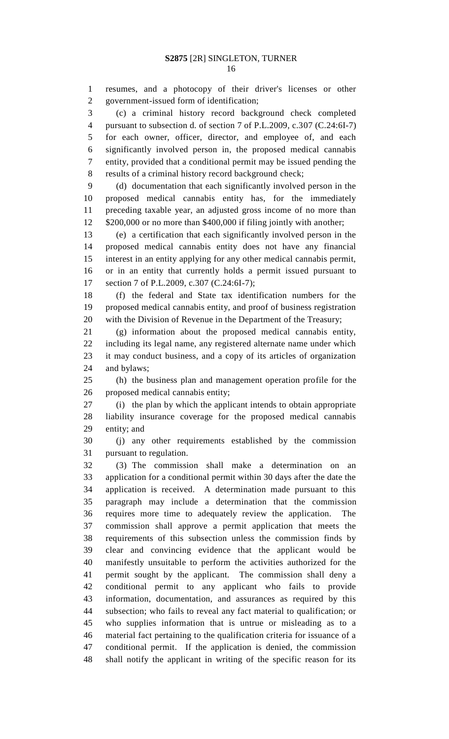resumes, and a photocopy of their driver's licenses or other government-issued form of identification;

(c) a criminal history record background check completed pursuant to subsection d. of section 7 of P.L.2009, c.307 (C.24:6I-7) for each owner, officer, director, and employee of, and each significantly involved person in, the proposed medical cannabis entity, provided that a conditional permit may be issued pending the results of a criminal history record background check;

(d) documentation that each significantly involved person in the proposed medical cannabis entity has, for the immediately preceding taxable year, an adjusted gross income of no more than $200,000 or no more than $400,000 if filing jointly with another;

(e) a certification that each significantly involved person in the proposed medical cannabis entity does not have any financial interest in an entity applying for any other medical cannabis permit, or in an entity that currently holds a permit issued pursuant to section 7 of P.L.2009, c.307 (C.24:6I-7);

(f) the federal and State tax identification numbers for the proposed medical cannabis entity, and proof of business registration with the Division of Revenue in the Department of the Treasury;

(g) information about the proposed medical cannabis entity, including its legal name, any registered alternate name under which it may conduct business, and a copy of its articles of organization and bylaws;

(h) the business plan and management operation profile for the proposed medical cannabis entity;

(i) the plan by which the applicant intends to obtain appropriate liability insurance coverage for the proposed medical cannabis entity; and

(j) any other requirements established by the commission pursuant to regulation.

(3) The commission shall make a determination on an application for a conditional permit within 30 days after the date the application is received. A determination made pursuant to this paragraph may include a determination that the commission requires more time to adequately review the application. The commission shall approve a permit application that meets the requirements of this subsection unless the commission finds by clear and convincing evidence that the applicant would be manifestly unsuitable to perform the activities authorized for the permit sought by the applicant. The commission shall deny a conditional permit to any applicant who fails to provide information, documentation, and assurances as required by this subsection; who fails to reveal any fact material to qualification; or who supplies information that is untrue or misleading as to a material fact pertaining to the qualification criteria for issuance of a conditional permit. If the application is denied, the commission shall notify the applicant in writing of the specific reason for its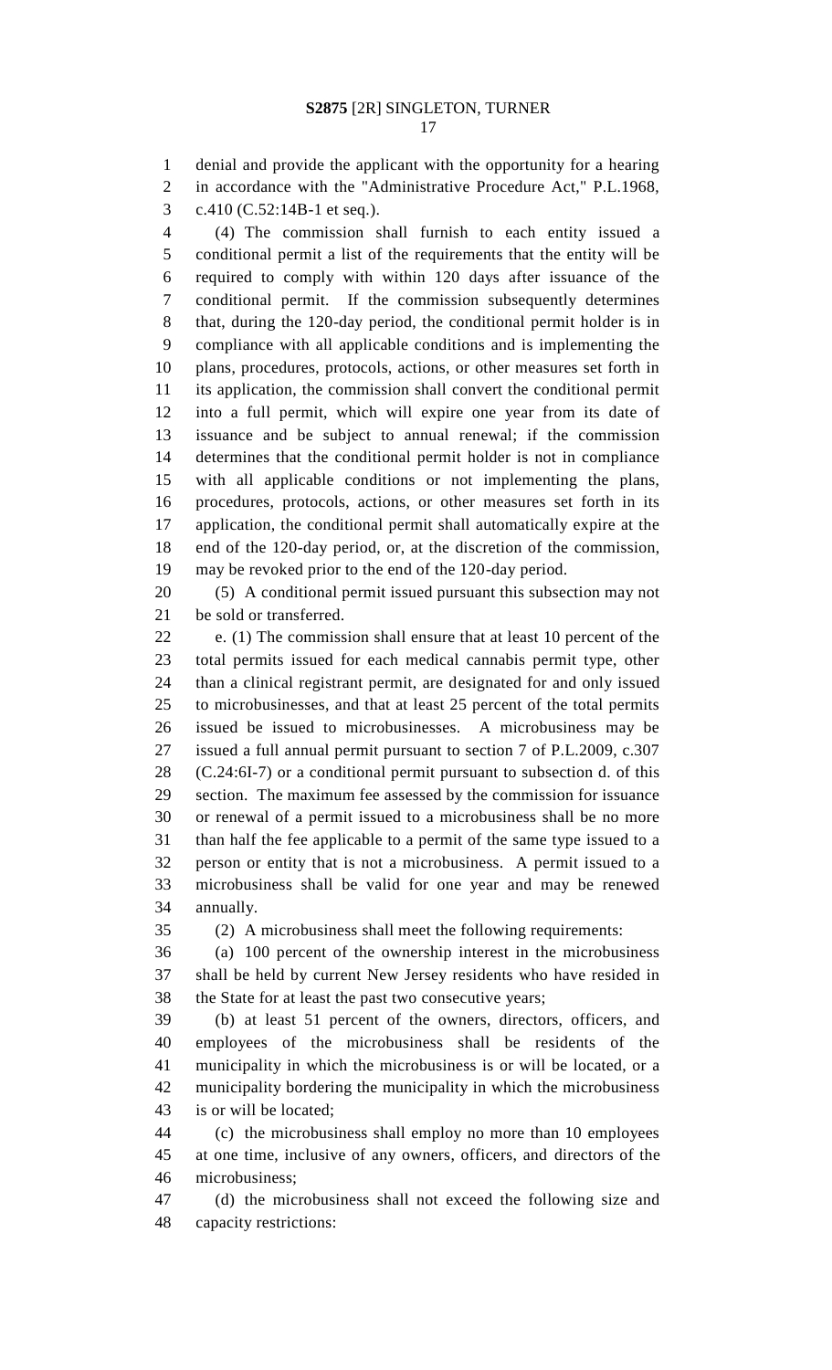denial and provide the applicant with the opportunity for a hearing in accordance with the "Administrative Procedure Act," P.L.1968, c.410 (C.52:14B-1 et seq.).

(4) The commission shall furnish to each entity issued a conditional permit a list of the requirements that the entity will be required to comply with within 120 days after issuance of the conditional permit. If the commission subsequently determines that, during the 120-day period, the conditional permit holder is in compliance with all applicable conditions and is implementing the plans, procedures, protocols, actions, or other measures set forth in its application, the commission shall convert the conditional permit into a full permit, which will expire one year from its date of issuance and be subject to annual renewal; if the commission determines that the conditional permit holder is not in compliance with all applicable conditions or not implementing the plans, procedures, protocols, actions, or other measures set forth in its application, the conditional permit shall automatically expire at the end of the 120-day period, or, at the discretion of the commission, may be revoked prior to the end of the 120-day period.

(5) A conditional permit issued pursuant this subsection may not be sold or transferred.

e. (1) The commission shall ensure that at least 10 percent of the total permits issued for each medical cannabis permit type, other than a clinical registrant permit, are designated for and only issued to microbusinesses, and that at least 25 percent of the total permits issued be issued to microbusinesses. A microbusiness may be issued a full annual permit pursuant to section 7 of P.L.2009, c.307 (C.24:6I-7) or a conditional permit pursuant to subsection d. of this section. The maximum fee assessed by the commission for issuance or renewal of a permit issued to a microbusiness shall be no more than half the fee applicable to a permit of the same type issued to a person or entity that is not a microbusiness. A permit issued to a microbusiness shall be valid for one year and may be renewed annually.

(2) A microbusiness shall meet the following requirements:

(a) 100 percent of the ownership interest in the microbusiness shall be held by current New Jersey residents who have resided in the State for at least the past two consecutive years;

(b) at least 51 percent of the owners, directors, officers, and employees of the microbusiness shall be residents of the municipality in which the microbusiness is or will be located, or a municipality bordering the municipality in which the microbusiness is or will be located;

(c) the microbusiness shall employ no more than 10 employees at one time, inclusive of any owners, officers, and directors of the microbusiness;

(d) the microbusiness shall not exceed the following size and capacity restrictions: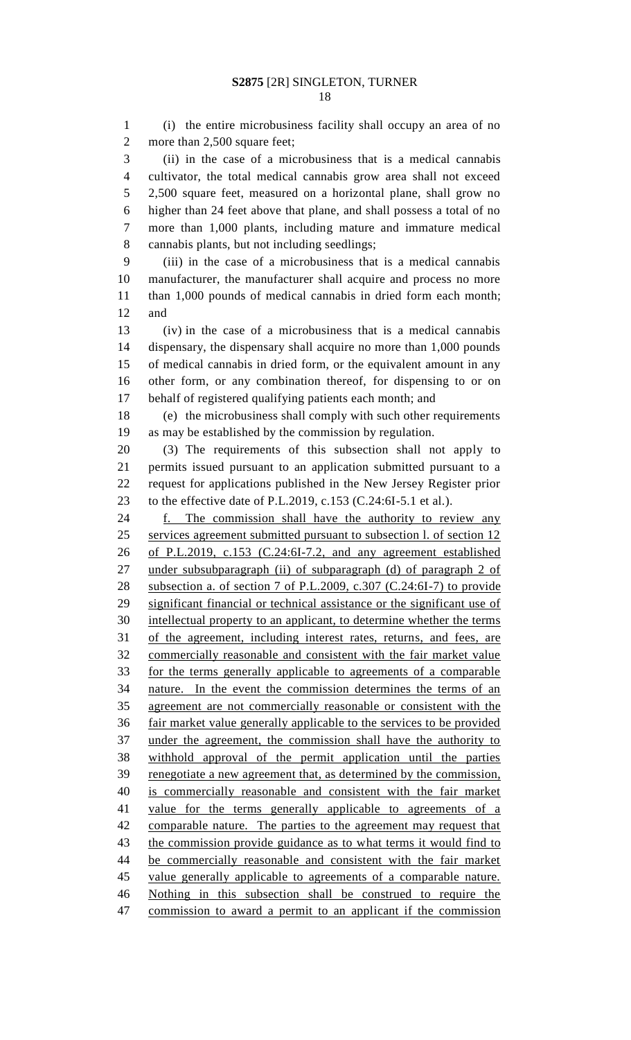(i) the entire microbusiness facility shall occupy an area of no more than 2,500 square feet;

(ii) in the case of a microbusiness that is a medical cannabis cultivator, the total medical cannabis grow area shall not exceed 2,500 square feet, measured on a horizontal plane, shall grow no higher than 24 feet above that plane, and shall possess a total of no more than 1,000 plants, including mature and immature medical cannabis plants, but not including seedlings;

(iii) in the case of a microbusiness that is a medical cannabis manufacturer, the manufacturer shall acquire and process no more than 1,000 pounds of medical cannabis in dried form each month; and

(iv) in the case of a microbusiness that is a medical cannabis dispensary, the dispensary shall acquire no more than 1,000 pounds of medical cannabis in dried form, or the equivalent amount in any other form, or any combination thereof, for dispensing to or on behalf of registered qualifying patients each month; and

(e) the microbusiness shall comply with such other requirements as may be established by the commission by regulation.

(3) The requirements of this subsection shall not apply to permits issued pursuant to an application submitted pursuant to a request for applications published in the New Jersey Register prior to the effective date of P.L.2019, c.153 (C.24:6I-5.1 et al.).

f. The commission shall have the authority to review any services agreement submitted pursuant to subsection l. of section 12 of P.L.2019, c.153 (C.24:6I-7.2, and any agreement established under subsubparagraph (ii) of subparagraph (d) of paragraph 2 of subsection a. of section 7 of P.L.2009, c.307 (C.24:6I-7) to provide significant financial or technical assistance or the significant use of intellectual property to an applicant, to determine whether the terms of the agreement, including interest rates, returns, and fees, are commercially reasonable and consistent with the fair market value for the terms generally applicable to agreements of a comparable nature. In the event the commission determines the terms of an agreement are not commercially reasonable or consistent with the fair market value generally applicable to the services to be provided under the agreement, the commission shall have the authority to withhold approval of the permit application until the parties renegotiate a new agreement that, as determined by the commission, is commercially reasonable and consistent with the fair market value for the terms generally applicable to agreements of a comparable nature. The parties to the agreement may request that the commission provide guidance as to what terms it would find to be commercially reasonable and consistent with the fair market value generally applicable to agreements of a comparable nature. Nothing in this subsection shall be construed to require the commission to award a permit to an applicant if the commission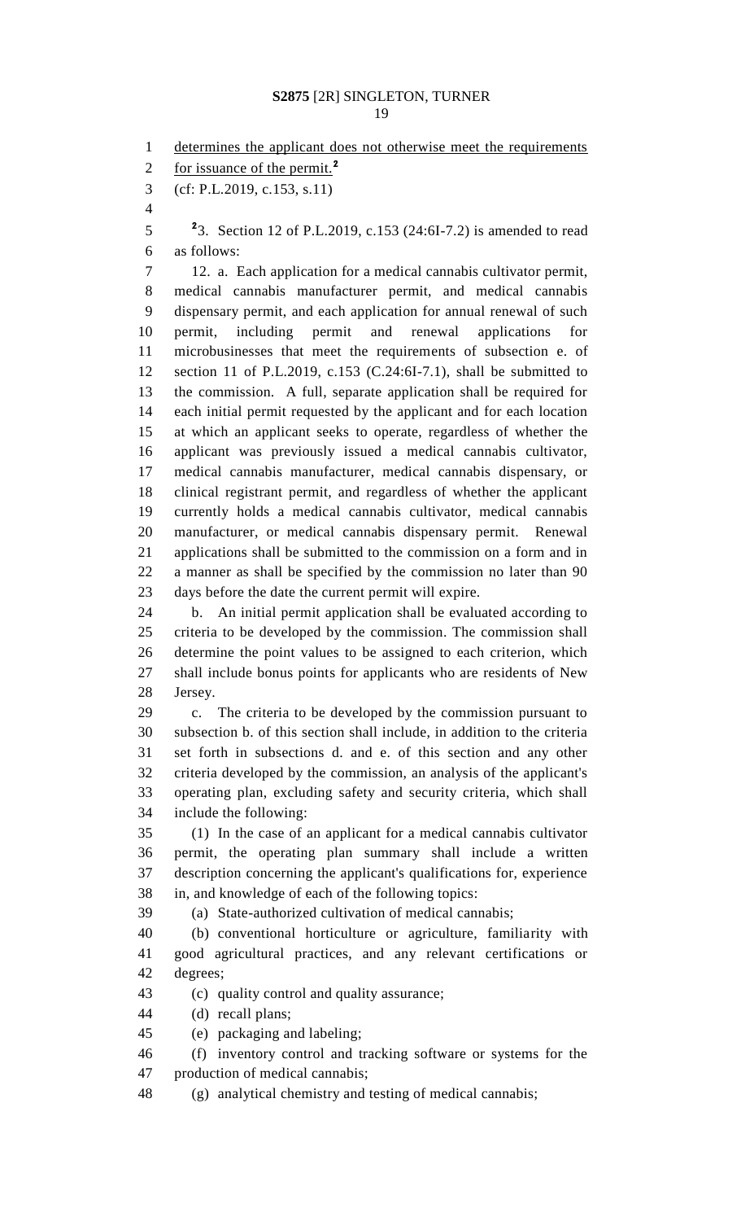determines the applicant does not otherwise meet the requirements for issuance of the permit.[2]

(cf: P.L.2019, c.153, s.11)

[2]3. Section 12 of P.L.2019, c.153 (24:6I-7.2) is amended to read as follows:

12. a. Each application for a medical cannabis cultivator permit, medical cannabis manufacturer permit, and medical cannabis dispensary permit, and each application for annual renewal of such permit, including permit and renewal applications for microbusinesses that meet the requirements of subsection e. of section 11 of P.L.2019, c.153 (C.24:6I-7.1), shall be submitted to the commission. A full, separate application shall be required for each initial permit requested by the applicant and for each location at which an applicant seeks to operate, regardless of whether the applicant was previously issued a medical cannabis cultivator, medical cannabis manufacturer, medical cannabis dispensary, or clinical registrant permit, and regardless of whether the applicant currently holds a medical cannabis cultivator, medical cannabis manufacturer, or medical cannabis dispensary permit. Renewal applications shall be submitted to the commission on a form and in a manner as shall be specified by the commission no later than 90 days before the date the current permit will expire.

b. An initial permit application shall be evaluated according to criteria to be developed by the commission. The commission shall determine the point values to be assigned to each criterion, which shall include bonus points for applicants who are residents of New Jersey.

c. The criteria to be developed by the commission pursuant to subsection b. of this section shall include, in addition to the criteria set forth in subsections d. and e. of this section and any other criteria developed by the commission, an analysis of the applicant's operating plan, excluding safety and security criteria, which shall include the following:

(1) In the case of an applicant for a medical cannabis cultivator permit, the operating plan summary shall include a written description concerning the applicant's qualifications for, experience in, and knowledge of each of the following topics:

(a) State-authorized cultivation of medical cannabis;

(b) conventional horticulture or agriculture, familiarity with good agricultural practices, and any relevant certifications or degrees;

(c) quality control and quality assurance;

(d) recall plans;

(e) packaging and labeling;

(f) inventory control and tracking software or systems for the production of medical cannabis;

(g) analytical chemistry and testing of medical cannabis;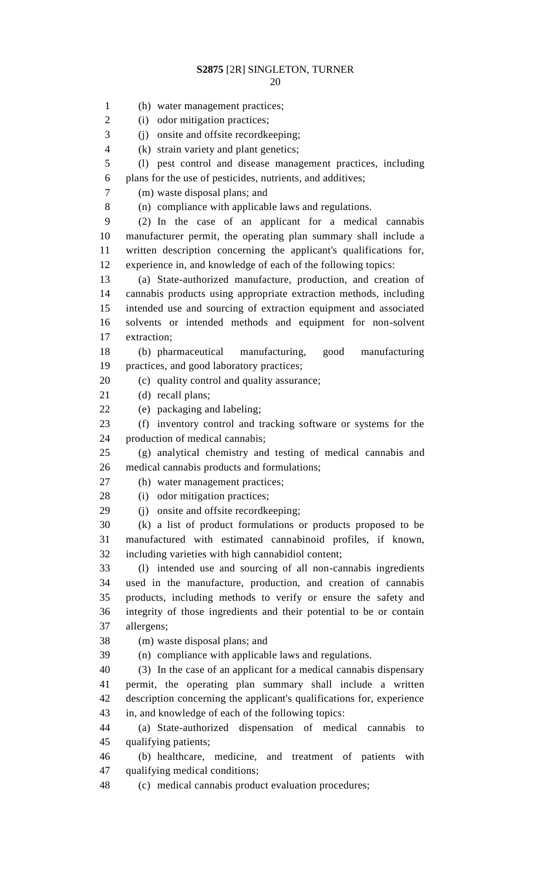(h) water management practices;

(i) odor mitigation practices;

(j) onsite and offsite recordkeeping;

(k) strain variety and plant genetics;

(l) pest control and disease management practices, including plans for the use of pesticides, nutrients, and additives;

(m) waste disposal plans; and

(n) compliance with applicable laws and regulations.

(2) In the case of an applicant for a medical cannabis manufacturer permit, the operating plan summary shall include a written description concerning the applicant's qualifications for, experience in, and knowledge of each of the following topics:

(a) State-authorized manufacture, production, and creation of cannabis products using appropriate extraction methods, including intended use and sourcing of extraction equipment and associated solvents or intended methods and equipment for non-solvent extraction;

(b) pharmaceutical manufacturing, good manufacturing practices, and good laboratory practices;

(c) quality control and quality assurance;

(d) recall plans;

(e) packaging and labeling;

(f) inventory control and tracking software or systems for the production of medical cannabis;

(g) analytical chemistry and testing of medical cannabis and medical cannabis products and formulations;

(h) water management practices;

(i) odor mitigation practices;

(j) onsite and offsite recordkeeping;

(k) a list of product formulations or products proposed to be manufactured with estimated cannabinoid profiles, if known, including varieties with high cannabidiol content;

(l) intended use and sourcing of all non-cannabis ingredients used in the manufacture, production, and creation of cannabis products, including methods to verify or ensure the safety and integrity of those ingredients and their potential to be or contain allergens;

(m) waste disposal plans; and

(n) compliance with applicable laws and regulations.

(3) In the case of an applicant for a medical cannabis dispensary permit, the operating plan summary shall include a written description concerning the applicant's qualifications for, experience in, and knowledge of each of the following topics:

(a) State-authorized dispensation of medical cannabis to qualifying patients;

(b) healthcare, medicine, and treatment of patients with qualifying medical conditions;

(c) medical cannabis product evaluation procedures;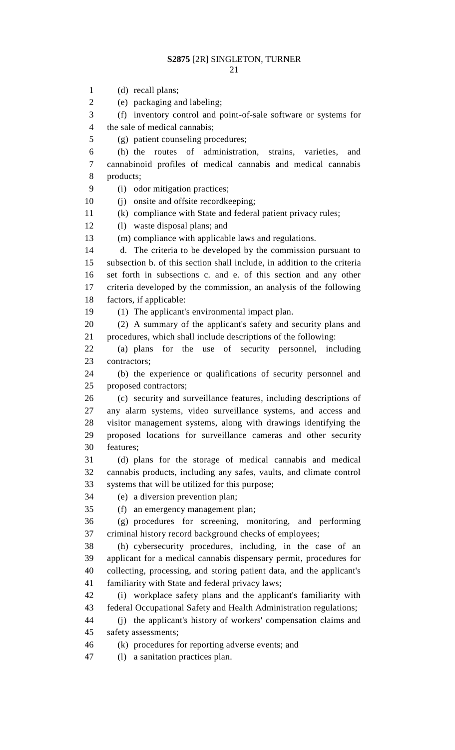(d) recall plans;

(e) packaging and labeling;

(f) inventory control and point-of-sale software or systems for the sale of medical cannabis;

(g) patient counseling procedures;

(h) the routes of administration, strains, varieties, and cannabinoid profiles of medical cannabis and medical cannabis products;

(i) odor mitigation practices;

(j) onsite and offsite recordkeeping;

(k) compliance with State and federal patient privacy rules;

(l) waste disposal plans; and

(m) compliance with applicable laws and regulations.

d. The criteria to be developed by the commission pursuant to subsection b. of this section shall include, in addition to the criteria set forth in subsections c. and e. of this section and any other criteria developed by the commission, an analysis of the following factors, if applicable:

(1) The applicant's environmental impact plan.

(2) A summary of the applicant's safety and security plans and procedures, which shall include descriptions of the following:

(a) plans for the use of security personnel, including contractors;

(b) the experience or qualifications of security personnel and proposed contractors;

(c) security and surveillance features, including descriptions of any alarm systems, video surveillance systems, and access and visitor management systems, along with drawings identifying the proposed locations for surveillance cameras and other security features;

(d) plans for the storage of medical cannabis and medical cannabis products, including any safes, vaults, and climate control systems that will be utilized for this purpose;

(e) a diversion prevention plan;

(f) an emergency management plan;

(g) procedures for screening, monitoring, and performing criminal history record background checks of employees;

(h) cybersecurity procedures, including, in the case of an applicant for a medical cannabis dispensary permit, procedures for collecting, processing, and storing patient data, and the applicant's familiarity with State and federal privacy laws;

(i) workplace safety plans and the applicant's familiarity with federal Occupational Safety and Health Administration regulations;

(j) the applicant's history of workers' compensation claims and safety assessments;

(k) procedures for reporting adverse events; and

(l) a sanitation practices plan.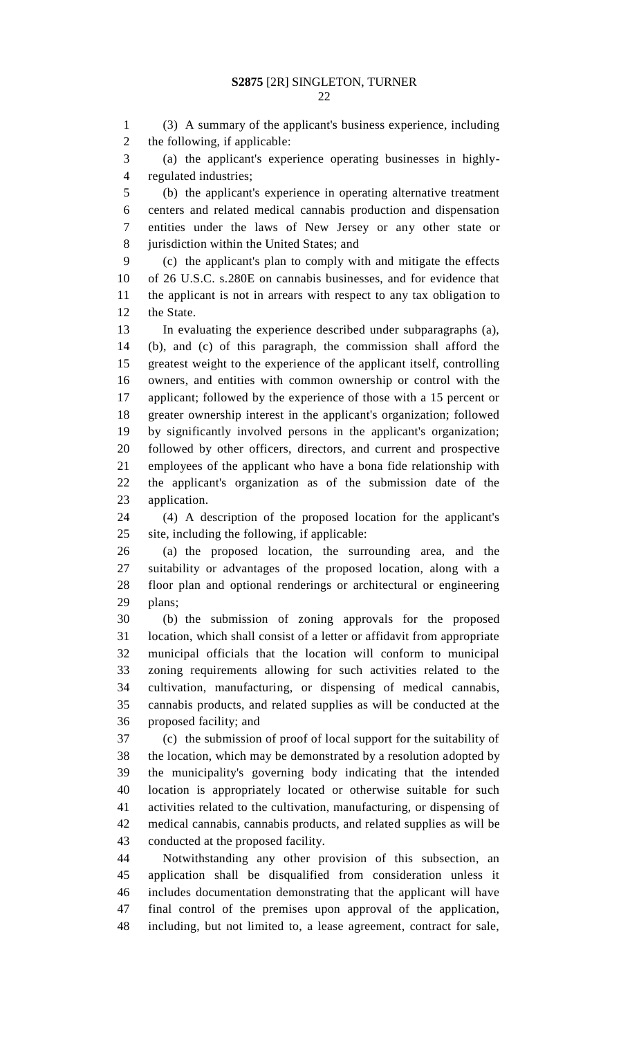(3) A summary of the applicant's business experience, including the following, if applicable:

(a) the applicant's experience operating businesses in highly-regulated industries;

(b) the applicant's experience in operating alternative treatment centers and related medical cannabis production and dispensation entities under the laws of New Jersey or any other state or jurisdiction within the United States; and

(c) the applicant's plan to comply with and mitigate the effects of 26 U.S.C. s.280E on cannabis businesses, and for evidence that the applicant is not in arrears with respect to any tax obligation to the State.

In evaluating the experience described under subparagraphs (a), (b), and (c) of this paragraph, the commission shall afford the greatest weight to the experience of the applicant itself, controlling owners, and entities with common ownership or control with the applicant; followed by the experience of those with a 15 percent or greater ownership interest in the applicant's organization; followed by significantly involved persons in the applicant's organization; followed by other officers, directors, and current and prospective employees of the applicant who have a bona fide relationship with the applicant's organization as of the submission date of the application.

(4) A description of the proposed location for the applicant's site, including the following, if applicable:

(a) the proposed location, the surrounding area, and the suitability or advantages of the proposed location, along with a floor plan and optional renderings or architectural or engineering plans;

(b) the submission of zoning approvals for the proposed location, which shall consist of a letter or affidavit from appropriate municipal officials that the location will conform to municipal zoning requirements allowing for such activities related to the cultivation, manufacturing, or dispensing of medical cannabis, cannabis products, and related supplies as will be conducted at the proposed facility; and

(c) the submission of proof of local support for the suitability of the location, which may be demonstrated by a resolution adopted by the municipality's governing body indicating that the intended location is appropriately located or otherwise suitable for such activities related to the cultivation, manufacturing, or dispensing of medical cannabis, cannabis products, and related supplies as will be conducted at the proposed facility.

Notwithstanding any other provision of this subsection, an application shall be disqualified from consideration unless it includes documentation demonstrating that the applicant will have final control of the premises upon approval of the application, including, but not limited to, a lease agreement, contract for sale,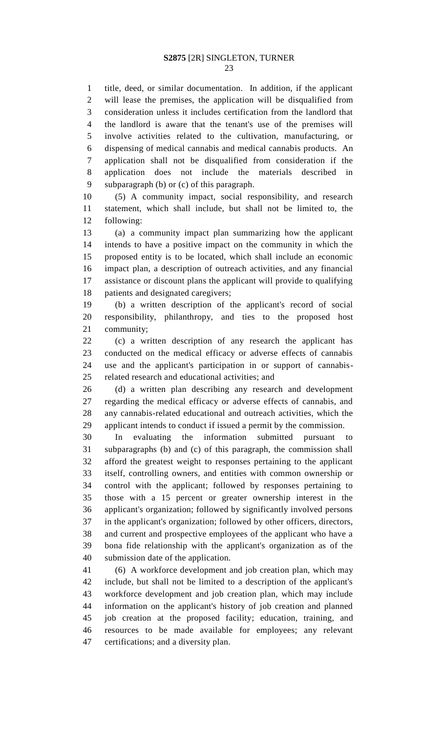title, deed, or similar documentation. In addition, if the applicant will lease the premises, the application will be disqualified from consideration unless it includes certification from the landlord that the landlord is aware that the tenant's use of the premises will involve activities related to the cultivation, manufacturing, or dispensing of medical cannabis and medical cannabis products. An application shall not be disqualified from consideration if the application does not include the materials described in subparagraph (b) or (c) of this paragraph.

(5) A community impact, social responsibility, and research statement, which shall include, but shall not be limited to, the following:

(a) a community impact plan summarizing how the applicant intends to have a positive impact on the community in which the proposed entity is to be located, which shall include an economic impact plan, a description of outreach activities, and any financial assistance or discount plans the applicant will provide to qualifying patients and designated caregivers;

(b) a written description of the applicant's record of social responsibility, philanthropy, and ties to the proposed host community;

(c) a written description of any research the applicant has conducted on the medical efficacy or adverse effects of cannabis use and the applicant's participation in or support of cannabis-related research and educational activities; and

(d) a written plan describing any research and development regarding the medical efficacy or adverse effects of cannabis, and any cannabis-related educational and outreach activities, which the applicant intends to conduct if issued a permit by the commission.

In evaluating the information submitted pursuant to subparagraphs (b) and (c) of this paragraph, the commission shall afford the greatest weight to responses pertaining to the applicant itself, controlling owners, and entities with common ownership or control with the applicant; followed by responses pertaining to those with a 15 percent or greater ownership interest in the applicant's organization; followed by significantly involved persons in the applicant's organization; followed by other officers, directors, and current and prospective employees of the applicant who have a bona fide relationship with the applicant's organization as of the submission date of the application.

(6) A workforce development and job creation plan, which may include, but shall not be limited to a description of the applicant's workforce development and job creation plan, which may include information on the applicant's history of job creation and planned job creation at the proposed facility; education, training, and resources to be made available for employees; any relevant certifications; and a diversity plan.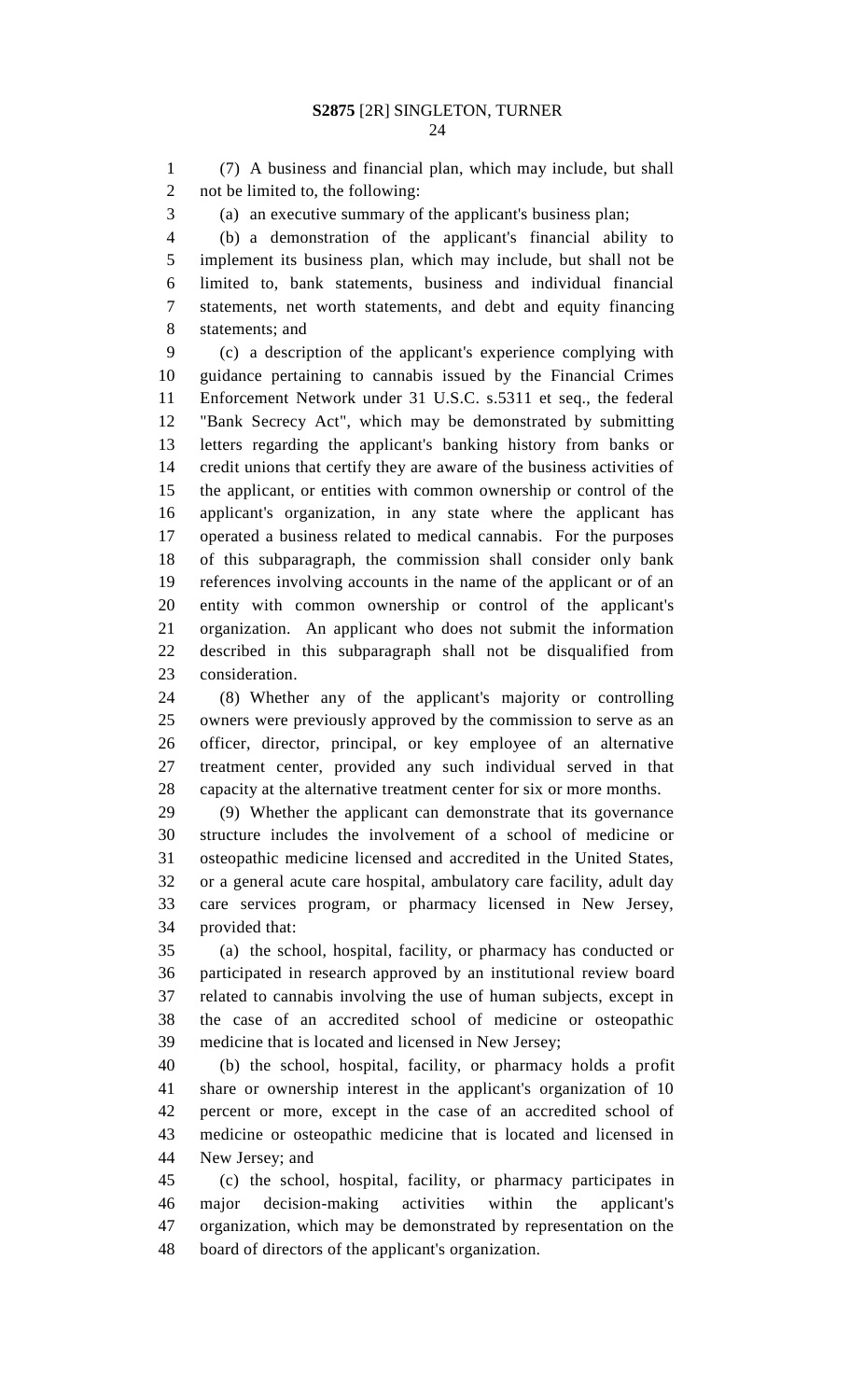(7) A business and financial plan, which may include, but shall not be limited to, the following:

(a) an executive summary of the applicant's business plan;

(b) a demonstration of the applicant's financial ability to implement its business plan, which may include, but shall not be limited to, bank statements, business and individual financial statements, net worth statements, and debt and equity financing statements; and

(c) a description of the applicant's experience complying with guidance pertaining to cannabis issued by the Financial Crimes Enforcement Network under 31 U.S.C. s.5311 et seq., the federal "Bank Secrecy Act", which may be demonstrated by submitting letters regarding the applicant's banking history from banks or credit unions that certify they are aware of the business activities of the applicant, or entities with common ownership or control of the applicant's organization, in any state where the applicant has operated a business related to medical cannabis. For the purposes of this subparagraph, the commission shall consider only bank references involving accounts in the name of the applicant or of an entity with common ownership or control of the applicant's organization. An applicant who does not submit the information described in this subparagraph shall not be disqualified from consideration.

(8) Whether any of the applicant's majority or controlling owners were previously approved by the commission to serve as an officer, director, principal, or key employee of an alternative treatment center, provided any such individual served in that capacity at the alternative treatment center for six or more months.

(9) Whether the applicant can demonstrate that its governance structure includes the involvement of a school of medicine or osteopathic medicine licensed and accredited in the United States, or a general acute care hospital, ambulatory care facility, adult day care services program, or pharmacy licensed in New Jersey, provided that:

(a) the school, hospital, facility, or pharmacy has conducted or participated in research approved by an institutional review board related to cannabis involving the use of human subjects, except in the case of an accredited school of medicine or osteopathic medicine that is located and licensed in New Jersey;

(b) the school, hospital, facility, or pharmacy holds a profit share or ownership interest in the applicant's organization of 10 percent or more, except in the case of an accredited school of medicine or osteopathic medicine that is located and licensed in New Jersey; and

(c) the school, hospital, facility, or pharmacy participates in major decision-making activities within the applicant's organization, which may be demonstrated by representation on the board of directors of the applicant's organization.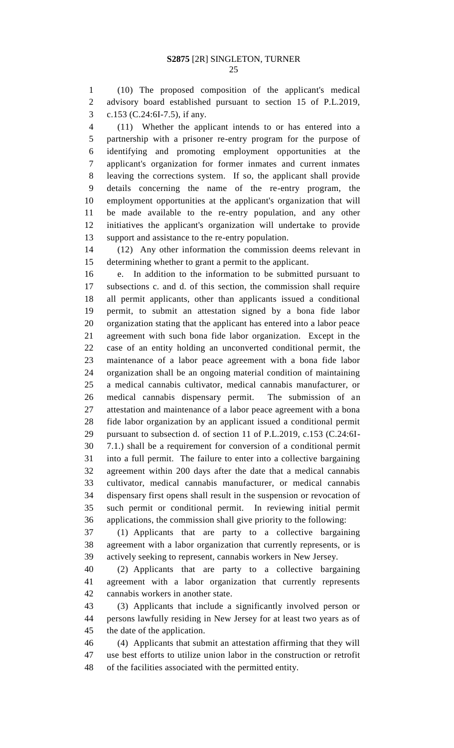(10) The proposed composition of the applicant's medical advisory board established pursuant to section 15 of P.L.2019, c.153 (C.24:6I-7.5), if any.

(11) Whether the applicant intends to or has entered into a partnership with a prisoner re-entry program for the purpose of identifying and promoting employment opportunities at the applicant's organization for former inmates and current inmates leaving the corrections system. If so, the applicant shall provide details concerning the name of the re-entry program, the employment opportunities at the applicant's organization that will be made available to the re-entry population, and any other initiatives the applicant's organization will undertake to provide support and assistance to the re-entry population.

(12) Any other information the commission deems relevant in determining whether to grant a permit to the applicant.

e. In addition to the information to be submitted pursuant to subsections c. and d. of this section, the commission shall require all permit applicants, other than applicants issued a conditional permit, to submit an attestation signed by a bona fide labor organization stating that the applicant has entered into a labor peace agreement with such bona fide labor organization. Except in the case of an entity holding an unconverted conditional permit, the maintenance of a labor peace agreement with a bona fide labor organization shall be an ongoing material condition of maintaining a medical cannabis cultivator, medical cannabis manufacturer, or medical cannabis dispensary permit. The submission of an attestation and maintenance of a labor peace agreement with a bona fide labor organization by an applicant issued a conditional permit pursuant to subsection d. of section 11 of P.L.2019, c.153 (C.24:6I-7.1.) shall be a requirement for conversion of a conditional permit into a full permit. The failure to enter into a collective bargaining agreement within 200 days after the date that a medical cannabis cultivator, medical cannabis manufacturer, or medical cannabis dispensary first opens shall result in the suspension or revocation of such permit or conditional permit. In reviewing initial permit applications, the commission shall give priority to the following:

(1) Applicants that are party to a collective bargaining agreement with a labor organization that currently represents, or is actively seeking to represent, cannabis workers in New Jersey.

(2) Applicants that are party to a collective bargaining agreement with a labor organization that currently represents cannabis workers in another state.

(3) Applicants that include a significantly involved person or persons lawfully residing in New Jersey for at least two years as of the date of the application.

(4) Applicants that submit an attestation affirming that they will use best efforts to utilize union labor in the construction or retrofit of the facilities associated with the permitted entity.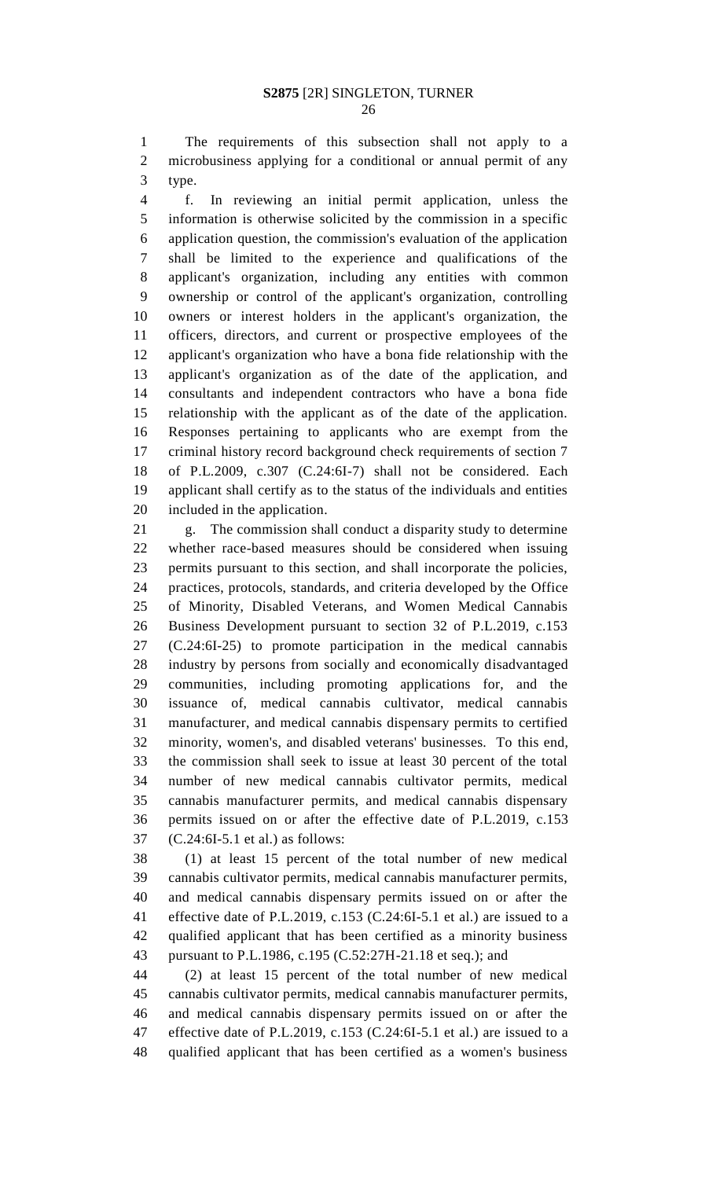The requirements of this subsection shall not apply to a microbusiness applying for a conditional or annual permit of any type.

f. In reviewing an initial permit application, unless the information is otherwise solicited by the commission in a specific application question, the commission's evaluation of the application shall be limited to the experience and qualifications of the applicant's organization, including any entities with common ownership or control of the applicant's organization, controlling owners or interest holders in the applicant's organization, the officers, directors, and current or prospective employees of the applicant's organization who have a bona fide relationship with the applicant's organization as of the date of the application, and consultants and independent contractors who have a bona fide relationship with the applicant as of the date of the application. Responses pertaining to applicants who are exempt from the criminal history record background check requirements of section 7 of P.L.2009, c.307 (C.24:6I-7) shall not be considered. Each applicant shall certify as to the status of the individuals and entities included in the application.

g. The commission shall conduct a disparity study to determine whether race-based measures should be considered when issuing permits pursuant to this section, and shall incorporate the policies, practices, protocols, standards, and criteria developed by the Office of Minority, Disabled Veterans, and Women Medical Cannabis Business Development pursuant to section 32 of P.L.2019, c.153 (C.24:6I-25) to promote participation in the medical cannabis industry by persons from socially and economically disadvantaged communities, including promoting applications for, and the issuance of, medical cannabis cultivator, medical cannabis manufacturer, and medical cannabis dispensary permits to certified minority, women's, and disabled veterans' businesses. To this end, the commission shall seek to issue at least 30 percent of the total number of new medical cannabis cultivator permits, medical cannabis manufacturer permits, and medical cannabis dispensary permits issued on or after the effective date of P.L.2019, c.153 (C.24:6I-5.1 et al.) as follows:

(1) at least 15 percent of the total number of new medical cannabis cultivator permits, medical cannabis manufacturer permits, and medical cannabis dispensary permits issued on or after the effective date of P.L.2019, c.153 (C.24:6I-5.1 et al.) are issued to a qualified applicant that has been certified as a minority business pursuant to P.L.1986, c.195 (C.52:27H-21.18 et seq.); and

(2) at least 15 percent of the total number of new medical cannabis cultivator permits, medical cannabis manufacturer permits, and medical cannabis dispensary permits issued on or after the effective date of P.L.2019, c.153 (C.24:6I-5.1 et al.) are issued to a qualified applicant that has been certified as a women's business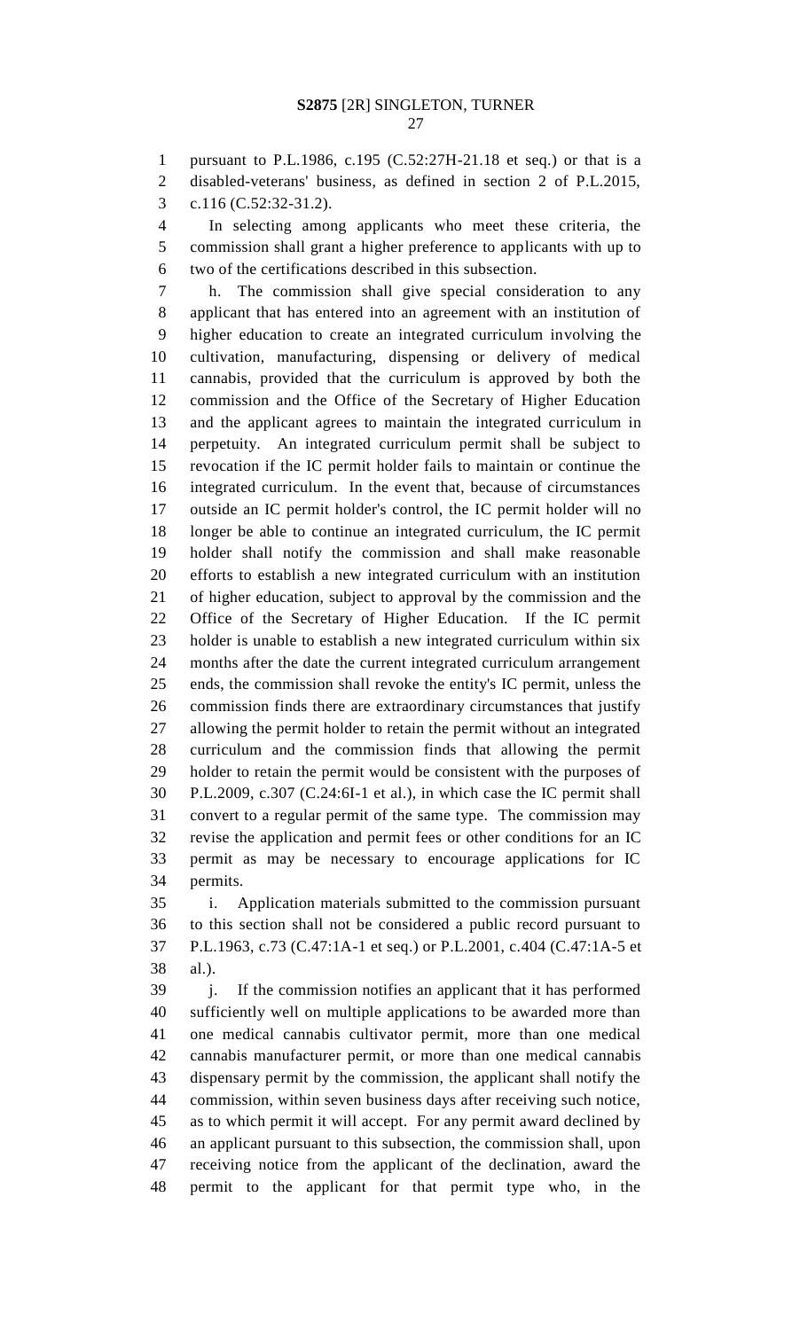pursuant to P.L.1986, c.195 (C.52:27H-21.18 et seq.) or that is a disabled-veterans' business, as defined in section 2 of P.L.2015, c.116 (C.52:32-31.2).

In selecting among applicants who meet these criteria, the commission shall grant a higher preference to applicants with up to two of the certifications described in this subsection.

h. The commission shall give special consideration to any applicant that has entered into an agreement with an institution of higher education to create an integrated curriculum involving the cultivation, manufacturing, dispensing or delivery of medical cannabis, provided that the curriculum is approved by both the commission and the Office of the Secretary of Higher Education and the applicant agrees to maintain the integrated curriculum in perpetuity. An integrated curriculum permit shall be subject to revocation if the IC permit holder fails to maintain or continue the integrated curriculum. In the event that, because of circumstances outside an IC permit holder's control, the IC permit holder will no longer be able to continue an integrated curriculum, the IC permit holder shall notify the commission and shall make reasonable efforts to establish a new integrated curriculum with an institution of higher education, subject to approval by the commission and the Office of the Secretary of Higher Education. If the IC permit holder is unable to establish a new integrated curriculum within six months after the date the current integrated curriculum arrangement ends, the commission shall revoke the entity's IC permit, unless the commission finds there are extraordinary circumstances that justify allowing the permit holder to retain the permit without an integrated curriculum and the commission finds that allowing the permit holder to retain the permit would be consistent with the purposes of P.L.2009, c.307 (C.24:6I-1 et al.), in which case the IC permit shall convert to a regular permit of the same type. The commission may revise the application and permit fees or other conditions for an IC permit as may be necessary to encourage applications for IC permits.

i. Application materials submitted to the commission pursuant to this section shall not be considered a public record pursuant to P.L.1963, c.73 (C.47:1A-1 et seq.) or P.L.2001, c.404 (C.47:1A-5 et al.).

j. If the commission notifies an applicant that it has performed sufficiently well on multiple applications to be awarded more than one medical cannabis cultivator permit, more than one medical cannabis manufacturer permit, or more than one medical cannabis dispensary permit by the commission, the applicant shall notify the commission, within seven business days after receiving such notice, as to which permit it will accept. For any permit award declined by an applicant pursuant to this subsection, the commission shall, upon receiving notice from the applicant of the declination, award the permit to the applicant for that permit type who, in the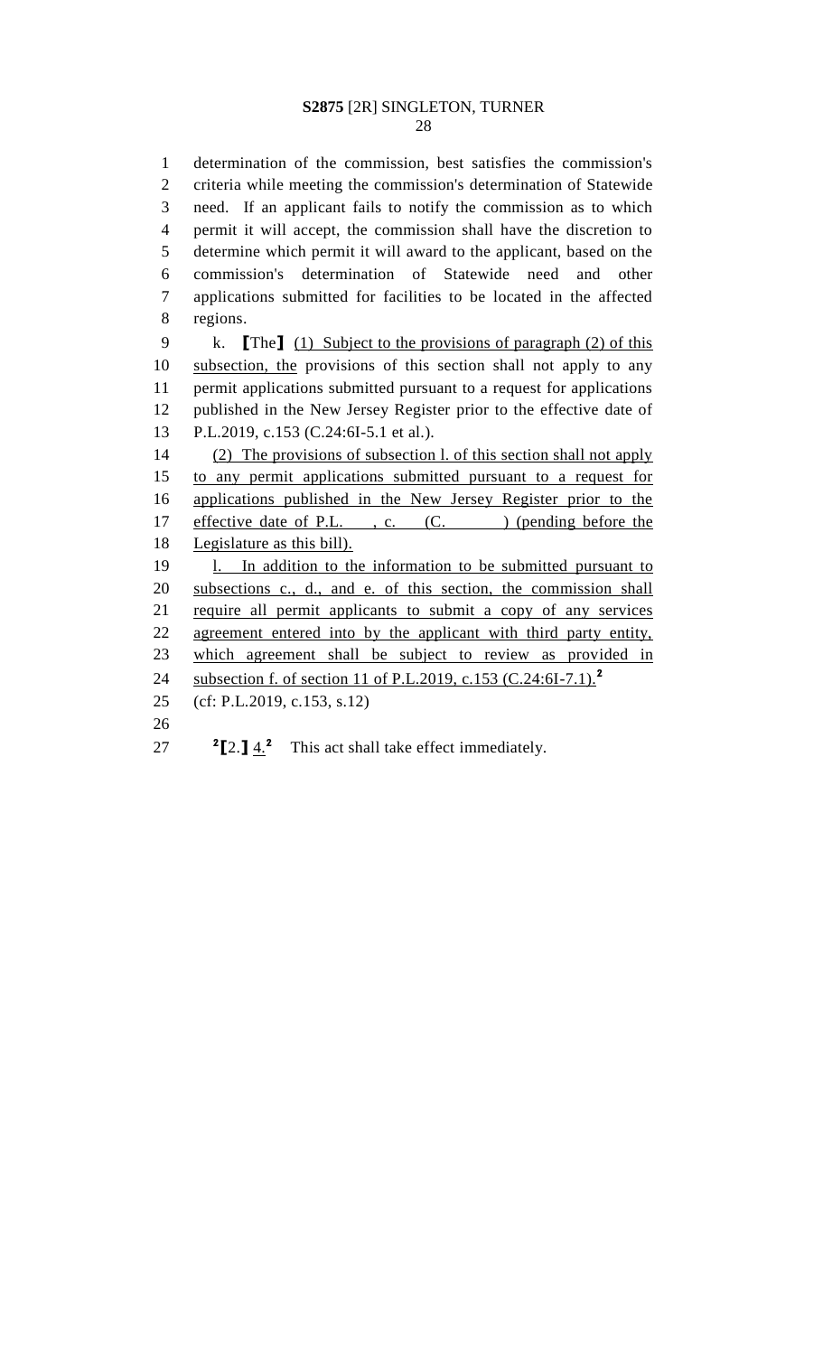determination of the commission, best satisfies the commission's criteria while meeting the commission's determination of Statewide need. If an applicant fails to notify the commission as to which permit it will accept, the commission shall have the discretion to determine which permit it will award to the applicant, based on the commission's determination of Statewide need and other applications submitted for facilities to be located in the affected regions.

k. ⟦The⟧ (1) Subject to the provisions of paragraph (2) of this subsection, the provisions of this section shall not apply to any permit applications submitted pursuant to a request for applications published in the New Jersey Register prior to the effective date of P.L.2019, c.153 (C.24:6I-5.1 et al.).

(2) The provisions of subsection l. of this section shall not apply to any permit applications submitted pursuant to a request for applications published in the New Jersey Register prior to the effective date of P.L. , c. (C. ) (pending before the Legislature as this bill).

l. In addition to the information to be submitted pursuant to subsections c., d., and e. of this section, the commission shall require all permit applicants to submit a copy of any services agreement entered into by the applicant with third party entity, which agreement shall be subject to review as provided in subsection f. of section 11 of P.L.2019, c.153 (C.24:6I-7.1).[2]

(cf: P.L.2019, c.153, s.12)

[2]⟦2.⟧ 4.[2] This act shall take effect immediately.